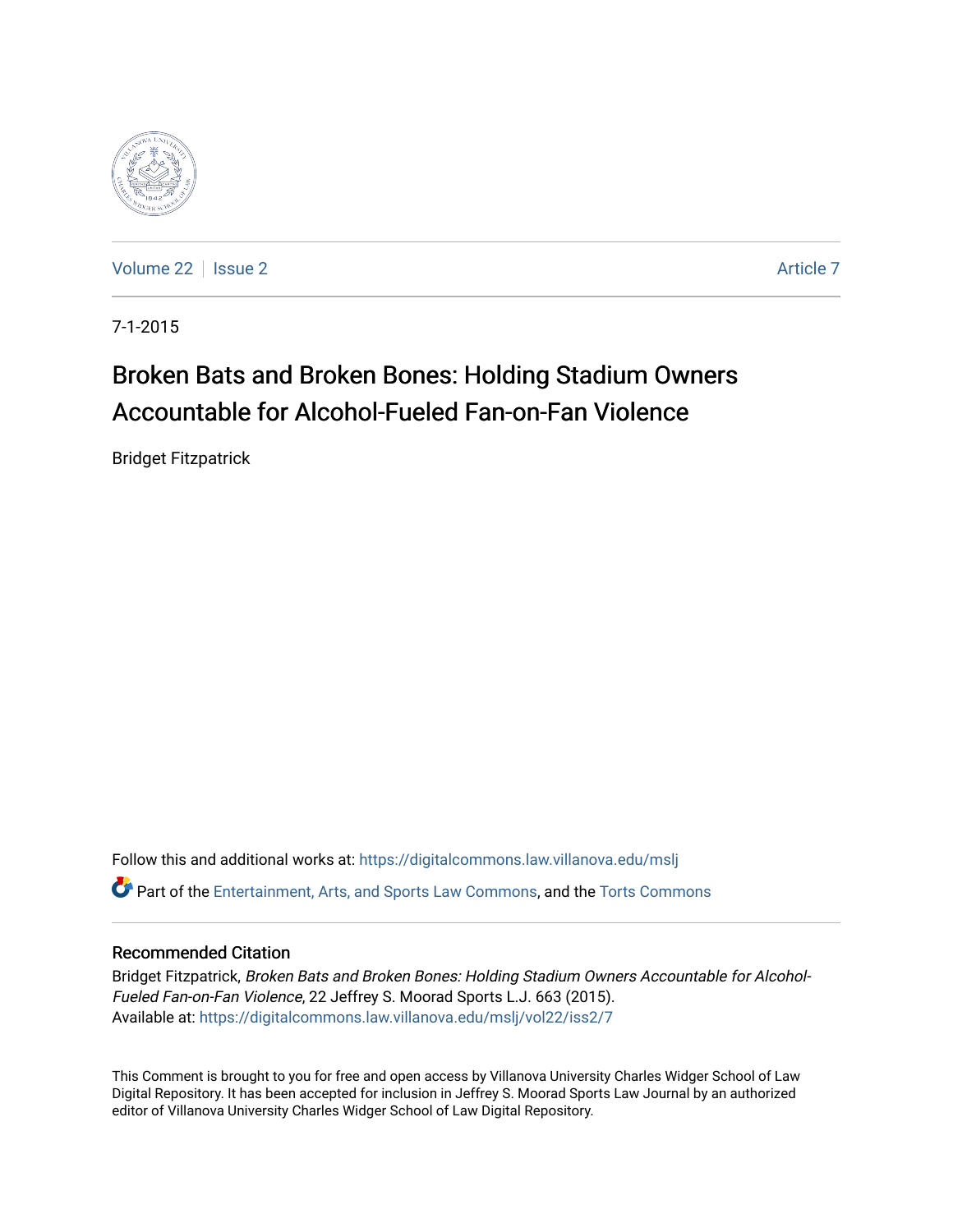Volume 22 | Issue 2 Article 7

7-1-2015

# Broken Bats and Broken Bones: Holding Stadium Owners Accountable for Alcohol-Fueled Fan-on-Fan Violence

Bridget Fitzpatrick

Follow this and additional works at: https://digitalcommons.law.villanova.edu/mslj

Part of the Entertainment, Arts, and Sports Law Commons, and the Torts Commons

## Recommended Citation

Bridget Fitzpatrick, *Broken Bats and Broken Bones: Holding Stadium Owners Accountable for Alcohol-Fueled Fan-on-Fan Violence*, 22 Jeffrey S. Moorad Sports L.J. 663 (2015).
Available at: https://digitalcommons.law.villanova.edu/mslj/vol22/iss2/7

This Comment is brought to you for free and open access by Villanova University Charles Widger School of Law Digital Repository. It has been accepted for inclusion in Jeffrey S. Moorad Sports Law Journal by an authorized editor of Villanova University Charles Widger School of Law Digital Repository.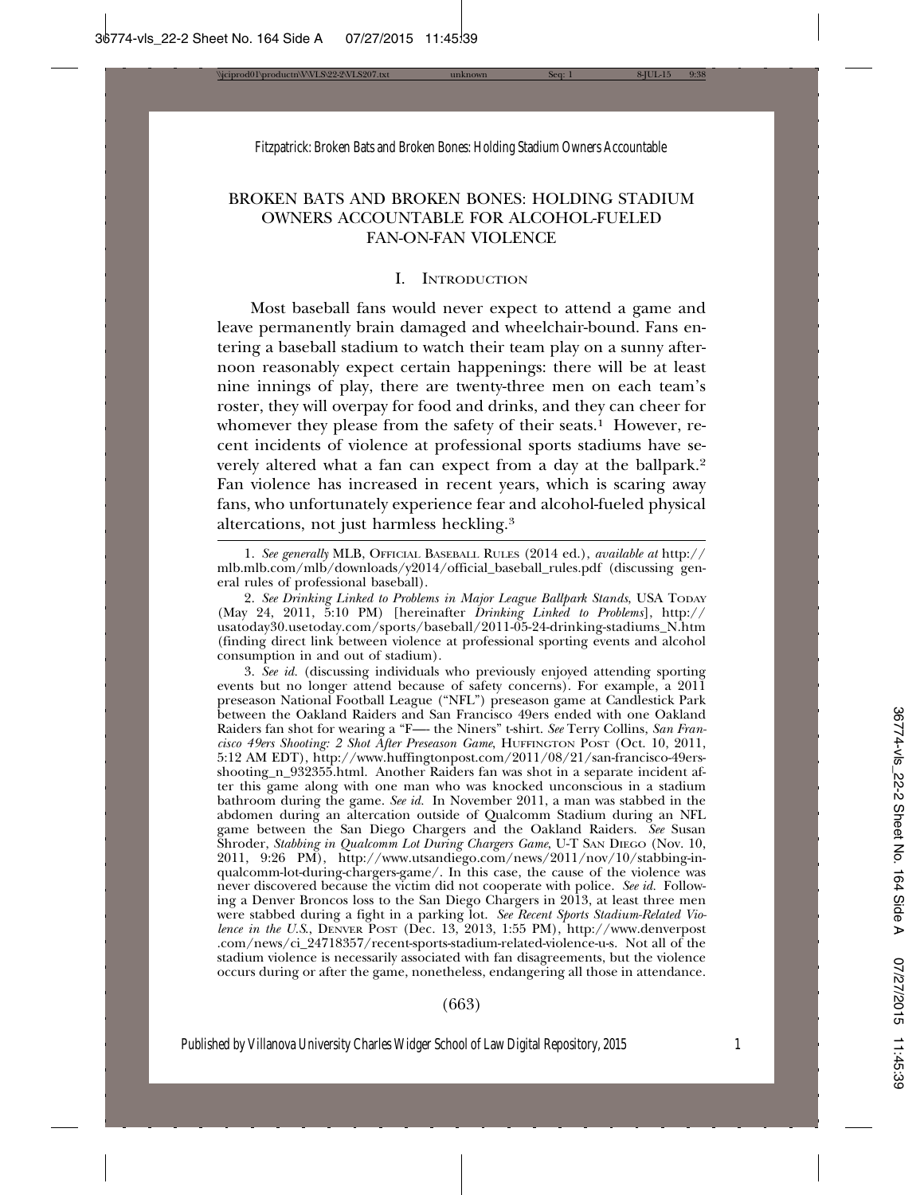# BROKEN BATS AND BROKEN BONES: HOLDING STADIUM OWNERS ACCOUNTABLE FOR ALCOHOL-FUELED FAN-ON-FAN VIOLENCE

## I. Introduction

Most baseball fans would never expect to attend a game and leave permanently brain damaged and wheelchair-bound. Fans entering a baseball stadium to watch their team play on a sunny afternoon reasonably expect certain happenings: there will be at least nine innings of play, there are twenty-three men on each team's roster, they will overpay for food and drinks, and they can cheer for whomever they please from the safety of their seats.[1] However, recent incidents of violence at professional sports stadiums have severely altered what a fan can expect from a day at the ballpark.[2] Fan violence has increased in recent years, which is scaring away fans, who unfortunately experience fear and alcohol-fueled physical altercations, not just harmless heckling.[3]

---

1. *See generally* MLB, Official Baseball Rules (2014 ed.), *available at* http://mlb.mlb.com/mlb/downloads/y2014/official_baseball_rules.pdf (discussing general rules of professional baseball).

2. *See Drinking Linked to Problems in Major League Ballpark Stands*, USA Today (May 24, 2011, 5:10 PM) [hereinafter *Drinking Linked to Problems*], http://usatoday30.usetoday.com/sports/baseball/2011-05-24-drinking-stadiums_N.htm (finding direct link between violence at professional sporting events and alcohol consumption in and out of stadium).

3. *See id.* (discussing individuals who previously enjoyed attending sporting events but no longer attend because of safety concerns). For example, a 2011 preseason National Football League ("NFL") preseason game at Candlestick Park between the Oakland Raiders and San Francisco 49ers ended with one Oakland Raiders fan shot for wearing a "F—- the Niners" t-shirt. *See* Terry Collins, *San Francisco 49ers Shooting: 2 Shot After Preseason Game*, Huffington Post (Oct. 10, 2011, 5:12 AM EDT), http://www.huffingtonpost.com/2011/08/21/san-francisco-49ers-shooting_n_932355.html. Another Raiders fan was shot in a separate incident after this game along with one man who was knocked unconscious in a stadium bathroom during the game. *See id.* In November 2011, a man was stabbed in the abdomen during an altercation outside of Qualcomm Stadium during an NFL game between the San Diego Chargers and the Oakland Raiders. *See* Susan Shroder, *Stabbing in Qualcomm Lot During Chargers Game*, U-T San Diego (Nov. 10, 2011, 9:26 PM), http://www.utsandiego.com/news/2011/nov/10/stabbing-in-qualcomm-lot-during-chargers-game/. In this case, the cause of the violence was never discovered because the victim did not cooperate with police. *See id.* Following a Denver Broncos loss to the San Diego Chargers in 2013, at least three men were stabbed during a fight in a parking lot. *See Recent Sports Stadium-Related Violence in the U.S.*, Denver Post (Dec. 13, 2013, 1:55 PM), http://www.denverpost.com/news/ci_24718357/recent-sports-stadium-related-violence-u-s. Not all of the stadium violence is necessarily associated with fan disagreements, but the violence occurs during or after the game, nonetheless, endangering all those in attendance.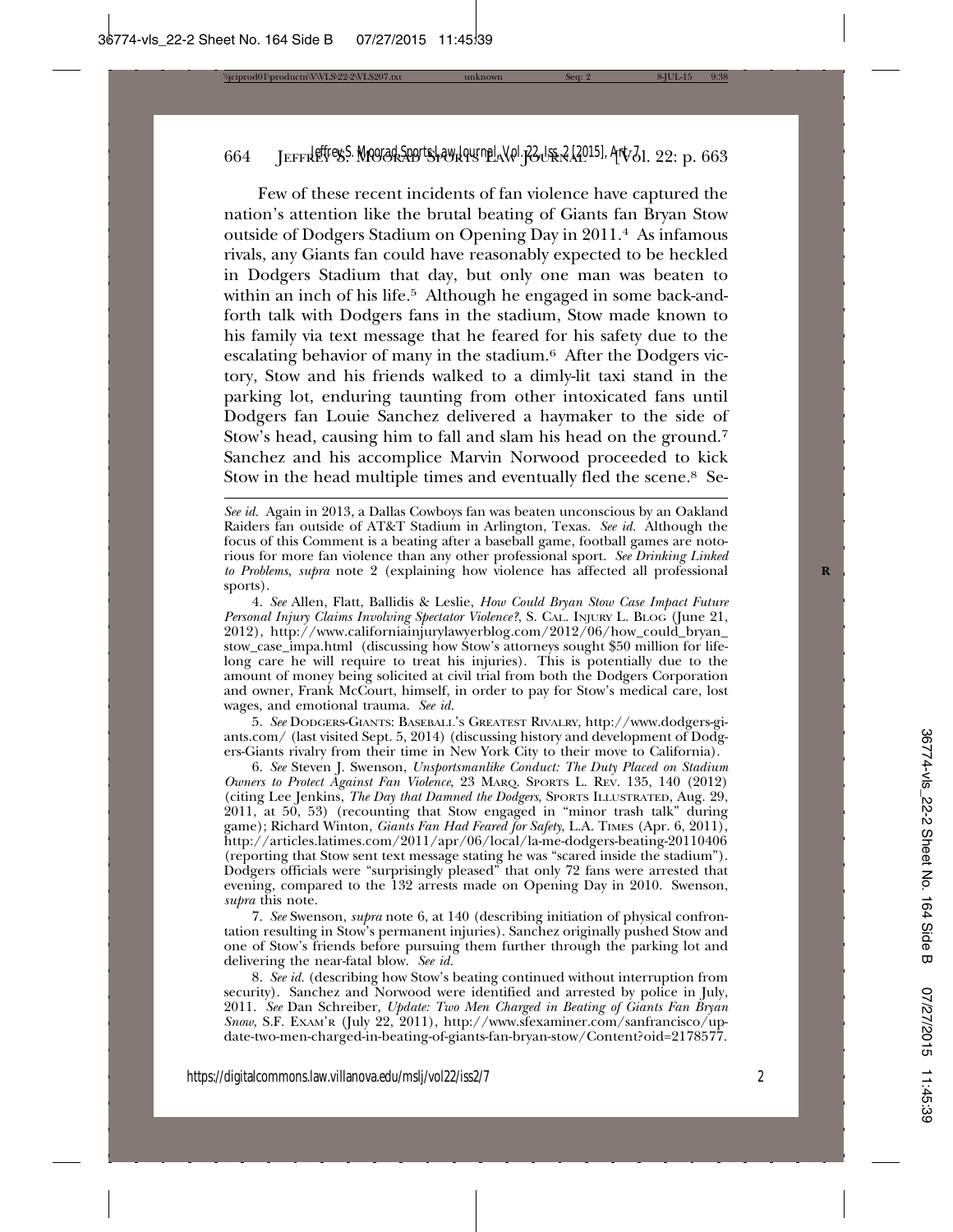Few of these recent incidents of fan violence have captured the nation's attention like the brutal beating of Giants fan Bryan Stow outside of Dodgers Stadium on Opening Day in 2011.[4] As infamous rivals, any Giants fan could have reasonably expected to be heckled in Dodgers Stadium that day, but only one man was beaten to within an inch of his life.[5] Although he engaged in some back-and-forth talk with Dodgers fans in the stadium, Stow made known to his family via text message that he feared for his safety due to the escalating behavior of many in the stadium.[6] After the Dodgers victory, Stow and his friends walked to a dimly-lit taxi stand in the parking lot, enduring taunting from other intoxicated fans until Dodgers fan Louie Sanchez delivered a haymaker to the side of Stow's head, causing him to fall and slam his head on the ground.[7] Sanchez and his accomplice Marvin Norwood proceeded to kick Stow in the head multiple times and eventually fled the scene.[8] Se-

---

*See id.* Again in 2013, a Dallas Cowboys fan was beaten unconscious by an Oakland Raiders fan outside of AT&T Stadium in Arlington, Texas. *See id.* Although the focus of this Comment is a beating after a baseball game, football games are notorious for more fan violence than any other professional sport. *See Drinking Linked to Problems*, *supra* note 2 (explaining how violence has affected all professional sports).

4. *See* Allen, Flatt, Ballidis & Leslie, *How Could Bryan Stow Case Impact Future Personal Injury Claims Involving Spectator Violence?*, S. CAL. INJURY L. BLOG (June 21, 2012), http://www.californiainjurylawyerblog.com/2012/06/how_could_bryan_stow_case_impa.html (discussing how Stow's attorneys sought $50 million for lifelong care he will require to treat his injuries). This is potentially due to the amount of money being solicited at civil trial from both the Dodgers Corporation and owner, Frank McCourt, himself, in order to pay for Stow's medical care, lost wages, and emotional trauma. *See id.*

5. *See* DODGERS-GIANTS: BASEBALL'S GREATEST RIVALRY, http://www.dodgers-giants.com/ (last visited Sept. 5, 2014) (discussing history and development of Dodgers-Giants rivalry from their time in New York City to their move to California).

6. *See* Steven J. Swenson, *Unsportsmanlike Conduct: The Duty Placed on Stadium Owners to Protect Against Fan Violence*, 23 MARQ. SPORTS L. REV. 135, 140 (2012) (citing Lee Jenkins, *The Day that Damned the Dodgers*, SPORTS ILLUSTRATED, Aug. 29, 2011, at 50, 53) (recounting that Stow engaged in "minor trash talk" during game); Richard Winton, *Giants Fan Had Feared for Safety*, L.A. TIMES (Apr. 6, 2011), http://articles.latimes.com/2011/apr/06/local/la-me-dodgers-beating-20110406 (reporting that Stow sent text message stating he was "scared inside the stadium"). Dodgers officials were "surprisingly pleased" that only 72 fans were arrested that evening, compared to the 132 arrests made on Opening Day in 2010. Swenson, *supra* this note.

7. *See* Swenson, *supra* note 6, at 140 (describing initiation of physical confrontation resulting in Stow's permanent injuries). Sanchez originally pushed Stow and one of Stow's friends before pursuing them further through the parking lot and delivering the near-fatal blow. *See id.*

8. *See id.* (describing how Stow's beating continued without interruption from security). Sanchez and Norwood were identified and arrested by police in July, 2011. *See* Dan Schreiber, *Update: Two Men Charged in Beating of Giants Fan Bryan Snow*, S.F. EXAM'R (July 22, 2011), http://www.sfexaminer.com/sanfrancisco/update-two-men-charged-in-beating-of-giants-fan-bryan-stow/Content?oid=2178577.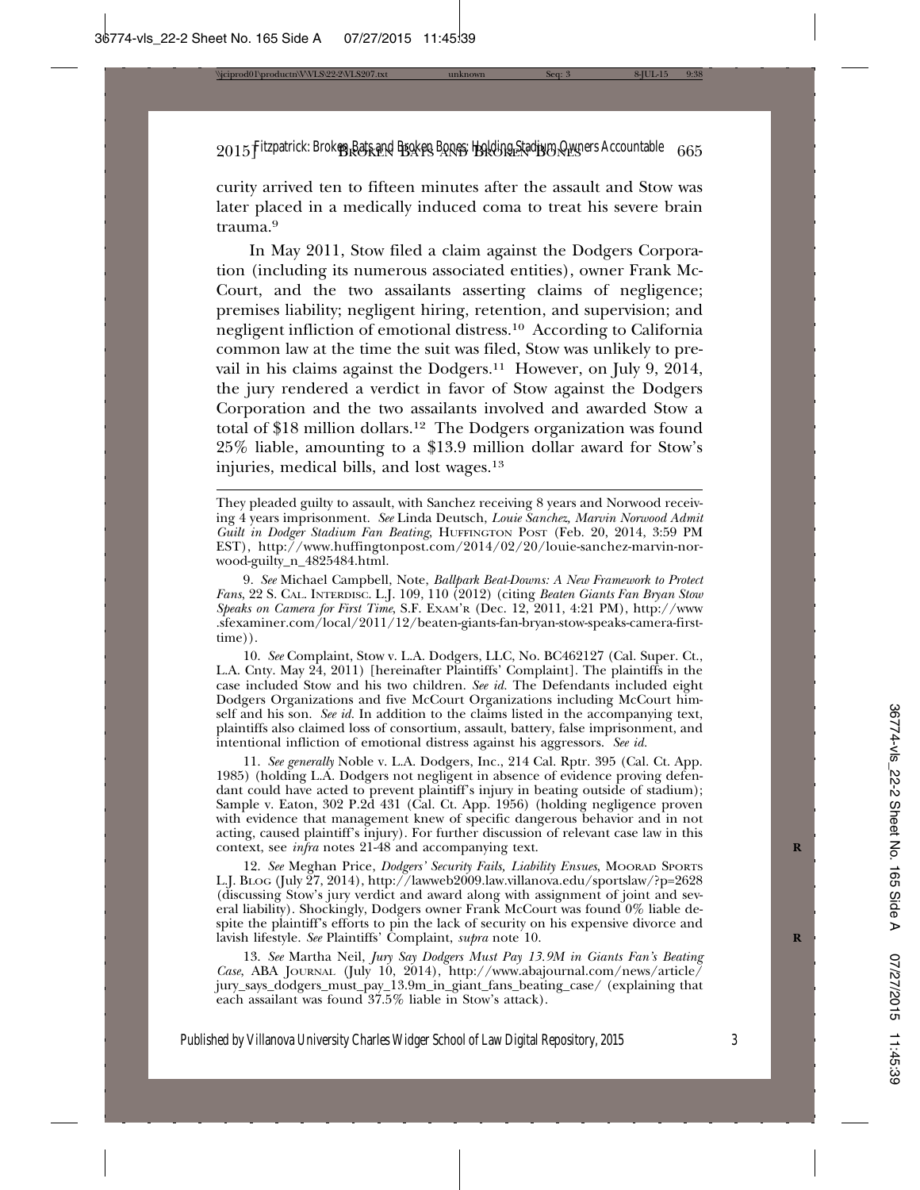curity arrived ten to fifteen minutes after the assault and Stow was later placed in a medically induced coma to treat his severe brain trauma.[9]

In May 2011, Stow filed a claim against the Dodgers Corporation (including its numerous associated entities), owner Frank McCourt, and the two assailants asserting claims of negligence; premises liability; negligent hiring, retention, and supervision; and negligent infliction of emotional distress.[10] According to California common law at the time the suit was filed, Stow was unlikely to prevail in his claims against the Dodgers.[11] However, on July 9, 2014, the jury rendered a verdict in favor of Stow against the Dodgers Corporation and the two assailants involved and awarded Stow a total of $18 million dollars.[12] The Dodgers organization was found 25% liable, amounting to a $13.9 million dollar award for Stow's injuries, medical bills, and lost wages.[13]

---

They pleaded guilty to assault, with Sanchez receiving 8 years and Norwood receiving 4 years imprisonment. *See* Linda Deutsch, *Louie Sanchez, Marvin Norwood Admit Guilt in Dodger Stadium Fan Beating*, HUFFINGTON POST (Feb. 20, 2014, 3:59 PM EST), http://www.huffingtonpost.com/2014/02/20/louie-sanchez-marvin-norwood-guilty_n_4825484.html.

9. *See* Michael Campbell, Note, *Ballpark Beat-Downs: A New Framework to Protect Fans*, 22 S. CAL. INTERDISC. L.J. 109, 110 (2012) (citing *Beaten Giants Fan Bryan Stow Speaks on Camera for First Time*, S.F. EXAM'R (Dec. 12, 2011, 4:21 PM), http://www.sfexaminer.com/local/2011/12/beaten-giants-fan-bryan-stow-speaks-camera-first-time)).

10. *See* Complaint, Stow v. L.A. Dodgers, LLC, No. BC462127 (Cal. Super. Ct., L.A. Cnty. May 24, 2011) [hereinafter Plaintiffs' Complaint]. The plaintiffs in the case included Stow and his two children. *See id.* The Defendants included eight Dodgers Organizations and five McCourt Organizations including McCourt himself and his son. *See id.* In addition to the claims listed in the accompanying text, plaintiffs also claimed loss of consortium, assault, battery, false imprisonment, and intentional infliction of emotional distress against his aggressors. *See id.*

11. *See generally* Noble v. L.A. Dodgers, Inc., 214 Cal. Rptr. 395 (Cal. Ct. App. 1985) (holding L.A. Dodgers not negligent in absence of evidence proving defendant could have acted to prevent plaintiff's injury in beating outside of stadium); Sample v. Eaton, 302 P.2d 431 (Cal. Ct. App. 1956) (holding negligence proven with evidence that management knew of specific dangerous behavior and in not acting, caused plaintiff's injury). For further discussion of relevant case law in this context, see *infra* notes 21-48 and accompanying text.

12. *See* Meghan Price, *Dodgers' Security Fails, Liability Ensues*, MOORAD SPORTS L.J. BLOG (July 27, 2014), http://lawweb2009.law.villanova.edu/sportslaw/?p=2628 (discussing Stow's jury verdict and award along with assignment of joint and several liability). Shockingly, Dodgers owner Frank McCourt was found 0% liable despite the plaintiff's efforts to pin the lack of security on his expensive divorce and lavish lifestyle. *See* Plaintiffs' Complaint, *supra* note 10.

13. *See* Martha Neil, *Jury Say Dodgers Must Pay 13.9M in Giants Fan's Beating Case*, ABA JOURNAL (July 10, 2014), http://www.abajournal.com/news/article/jury_says_dodgers_must_pay_13.9m_in_giant_fans_beating_case/ (explaining that each assailant was found 37.5% liable in Stow's attack).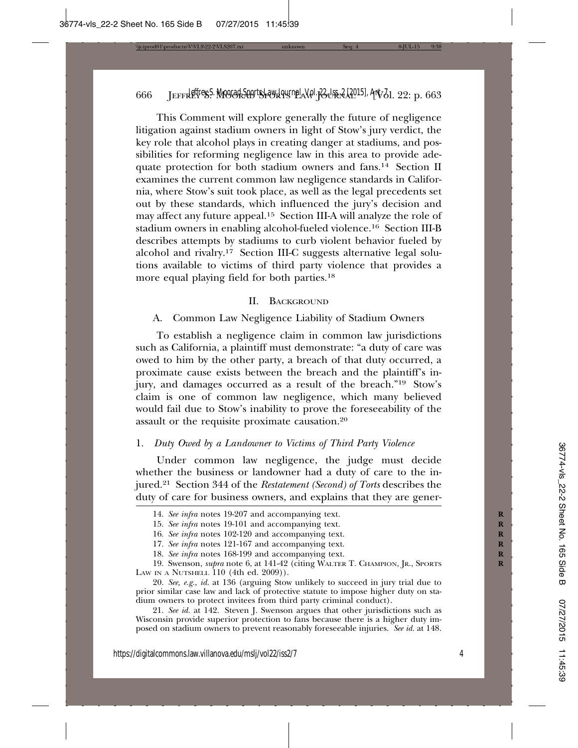This Comment will explore generally the future of negligence litigation against stadium owners in light of Stow's jury verdict, the key role that alcohol plays in creating danger at stadiums, and possibilities for reforming negligence law in this area to provide adequate protection for both stadium owners and fans.[14] Section II examines the current common law negligence standards in California, where Stow's suit took place, as well as the legal precedents set out by these standards, which influenced the jury's decision and may affect any future appeal.[15] Section III-A will analyze the role of stadium owners in enabling alcohol-fueled violence.[16] Section III-B describes attempts by stadiums to curb violent behavior fueled by alcohol and rivalry.[17] Section III-C suggests alternative legal solutions available to victims of third party violence that provides a more equal playing field for both parties.[18]

## II. Background

### A. Common Law Negligence Liability of Stadium Owners

To establish a negligence claim in common law jurisdictions such as California, a plaintiff must demonstrate: "a duty of care was owed to him by the other party, a breach of that duty occurred, a proximate cause exists between the breach and the plaintiff's injury, and damages occurred as a result of the breach."[19] Stow's claim is one of common law negligence, which many believed would fail due to Stow's inability to prove the foreseeability of the assault or the requisite proximate causation.[20]

#### 1. *Duty Owed by a Landowner to Victims of Third Party Violence*

Under common law negligence, the judge must decide whether the business or landowner had a duty of care to the injured.[21] Section 344 of the *Restatement (Second) of Torts* describes the duty of care for business owners, and explains that they are gener-

---

14. *See infra* notes 19-207 and accompanying text.

15. *See infra* notes 19-101 and accompanying text.

16. *See infra* notes 102-120 and accompanying text.

17. *See infra* notes 121-167 and accompanying text.

18. *See infra* notes 168-199 and accompanying text.

19. Swenson, *supra* note 6, at 141-42 (citing Walter T. Champion, Jr., Sports Law in a Nutshell 110 (4th ed. 2009)).

20. *See, e.g.*, *id.* at 136 (arguing Stow unlikely to succeed in jury trial due to prior similar case law and lack of protective statute to impose higher duty on stadium owners to protect invitees from third party criminal conduct).

21. *See id.* at 142. Steven J. Swenson argues that other jurisdictions such as Wisconsin provide superior protection to fans because there is a higher duty imposed on stadium owners to prevent reasonably foreseeable injuries. *See id.* at 148.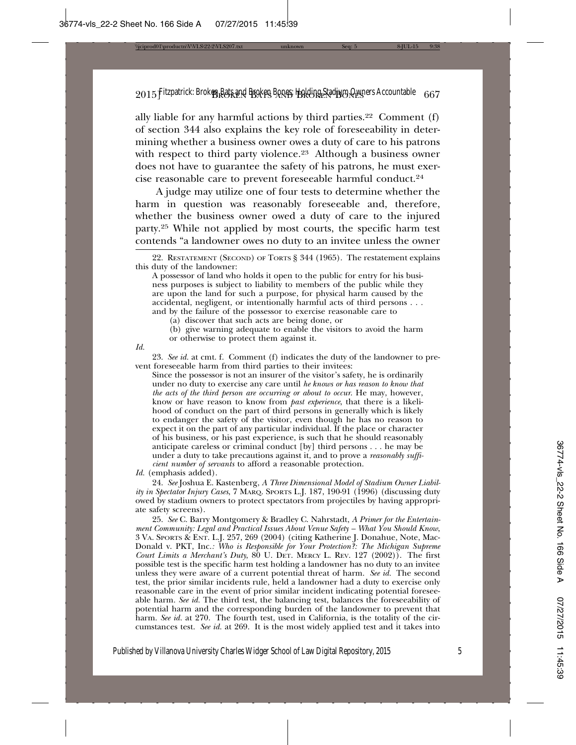ally liable for any harmful actions by third parties.[22] Comment (f) of section 344 also explains the key role of foreseeability in determining whether a business owner owes a duty of care to his patrons with respect to third party violence.[23] Although a business owner does not have to guarantee the safety of his patrons, he must exercise reasonable care to prevent foreseeable harmful conduct.[24]

A judge may utilize one of four tests to determine whether the harm in question was reasonably foreseeable and, therefore, whether the business owner owed a duty of care to the injured party.[25] While not applied by most courts, the specific harm test contends "a landowner owes no duty to an invitee unless the owner

---

22. RESTATEMENT (SECOND) OF TORTS § 344 (1965). The restatement explains this duty of the landowner:

> A possessor of land who holds it open to the public for entry for his business purposes is subject to liability to members of the public while they are upon the land for such a purpose, for physical harm caused by the accidental, negligent, or intentionally harmful acts of third persons . . . and by the failure of the possessor to exercise reasonable care to
>
> (a) discover that such acts are being done, or
>
> (b) give warning adequate to enable the visitors to avoid the harm or otherwise to protect them against it.

*Id.*

23. *See id.* at cmt. f. Comment (f) indicates the duty of the landowner to prevent foreseeable harm from third parties to their invitees:

> Since the possessor is not an insurer of the visitor's safety, he is ordinarily under no duty to exercise any care until *he knows or has reason to know that the acts of the third person are occurring or about to occur*. He may, however, know or have reason to know from *past experience*, that there is a likelihood of conduct on the part of third persons in generally which is likely to endanger the safety of the visitor, even though he has no reason to expect it on the part of any particular individual. If the place or character of his business, or his past experience, is such that he should reasonably anticipate careless or criminal conduct [by] third persons . . . he may be under a duty to take precautions against it, and to prove a *reasonably sufficient number of servants* to afford a reasonable protection.

*Id.* (emphasis added).

24. *See* Joshua E. Kastenberg, *A Three Dimensional Model of Stadium Owner Liability in Spectator Injury Cases*, 7 MARQ. SPORTS L.J. 187, 190-91 (1996) (discussing duty owed by stadium owners to protect spectators from projectiles by having appropriate safety screens).

25. *See* C. Barry Montgomery & Bradley C. Nahrstadt, *A Primer for the Entertainment Community: Legal and Practical Issues About Venue Safety – What You Should Know*, 3 VA. SPORTS & ENT. L.J. 257, 269 (2004) (citing Katherine J. Donahue, Note, MacDonald v. PKT, Inc.*: Who is Responsible for Your Protection?: The Michigan Supreme Court Limits a Merchant's Duty,* 80 U. DET. MERCY L. REV. 127 (2002)). The first possible test is the specific harm test holding a landowner has no duty to an invitee unless they were aware of a current potential threat of harm. *See id.* The second test, the prior similar incidents rule, held a landowner had a duty to exercise only reasonable care in the event of prior similar incident indicating potential foreseeable harm. *See id.* The third test, the balancing test, balances the foreseeability of potential harm and the corresponding burden of the landowner to prevent that harm. *See id.* at 270. The fourth test, used in California, is the totality of the circumstances test. *See id.* at 269. It is the most widely applied test and it takes into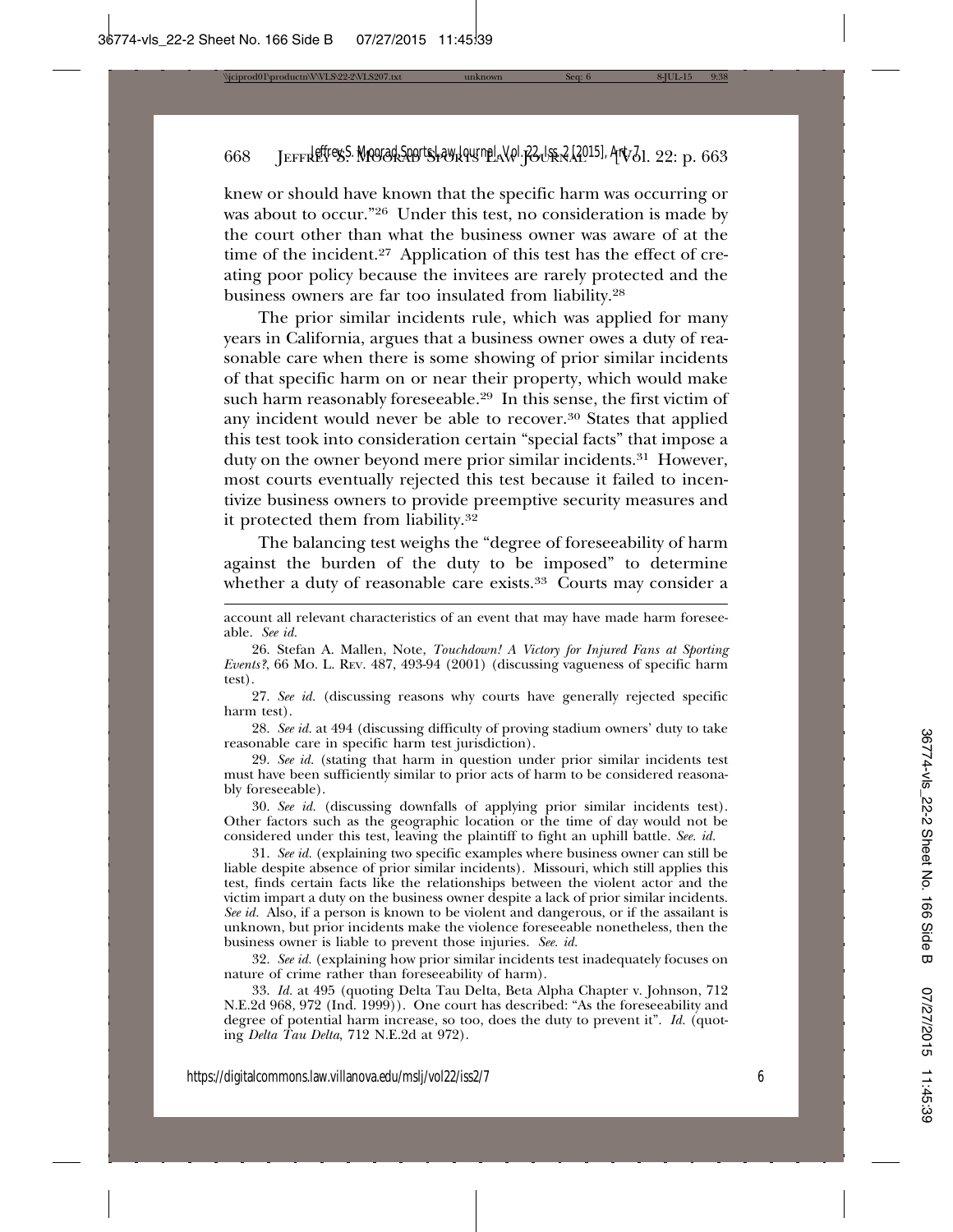knew or should have known that the specific harm was occurring or was about to occur."[26] Under this test, no consideration is made by the court other than what the business owner was aware of at the time of the incident.[27] Application of this test has the effect of creating poor policy because the invitees are rarely protected and the business owners are far too insulated from liability.[28]

The prior similar incidents rule, which was applied for many years in California, argues that a business owner owes a duty of reasonable care when there is some showing of prior similar incidents of that specific harm on or near their property, which would make such harm reasonably foreseeable.[29] In this sense, the first victim of any incident would never be able to recover.[30] States that applied this test took into consideration certain "special facts" that impose a duty on the owner beyond mere prior similar incidents.[31] However, most courts eventually rejected this test because it failed to incentivize business owners to provide preemptive security measures and it protected them from liability.[32]

The balancing test weighs the "degree of foreseeability of harm against the burden of the duty to be imposed" to determine whether a duty of reasonable care exists.[33] Courts may consider a

---

account all relevant characteristics of an event that may have made harm foreseeable. *See id.*

26. Stefan A. Mallen, Note, *Touchdown! A Victory for Injured Fans at Sporting Events?*, 66 Mo. L. Rev. 487, 493-94 (2001) (discussing vagueness of specific harm test).

27. *See id.* (discussing reasons why courts have generally rejected specific harm test).

28. *See id.* at 494 (discussing difficulty of proving stadium owners' duty to take reasonable care in specific harm test jurisdiction).

29. *See id.* (stating that harm in question under prior similar incidents test must have been sufficiently similar to prior acts of harm to be considered reasonably foreseeable).

30. *See id.* (discussing downfalls of applying prior similar incidents test). Other factors such as the geographic location or the time of day would not be considered under this test, leaving the plaintiff to fight an uphill battle. *See. id.*

31. *See id.* (explaining two specific examples where business owner can still be liable despite absence of prior similar incidents). Missouri, which still applies this test, finds certain facts like the relationships between the violent actor and the victim impart a duty on the business owner despite a lack of prior similar incidents. *See id.* Also, if a person is known to be violent and dangerous, or if the assailant is unknown, but prior incidents make the violence foreseeable nonetheless, then the business owner is liable to prevent those injuries. *See. id.*

32. *See id.* (explaining how prior similar incidents test inadequately focuses on nature of crime rather than foreseeability of harm).

33. *Id.* at 495 (quoting Delta Tau Delta, Beta Alpha Chapter v. Johnson, 712 N.E.2d 968, 972 (Ind. 1999)). One court has described: "As the foreseeability and degree of potential harm increase, so too, does the duty to prevent it". *Id.* (quoting *Delta Tau Delta*, 712 N.E.2d at 972).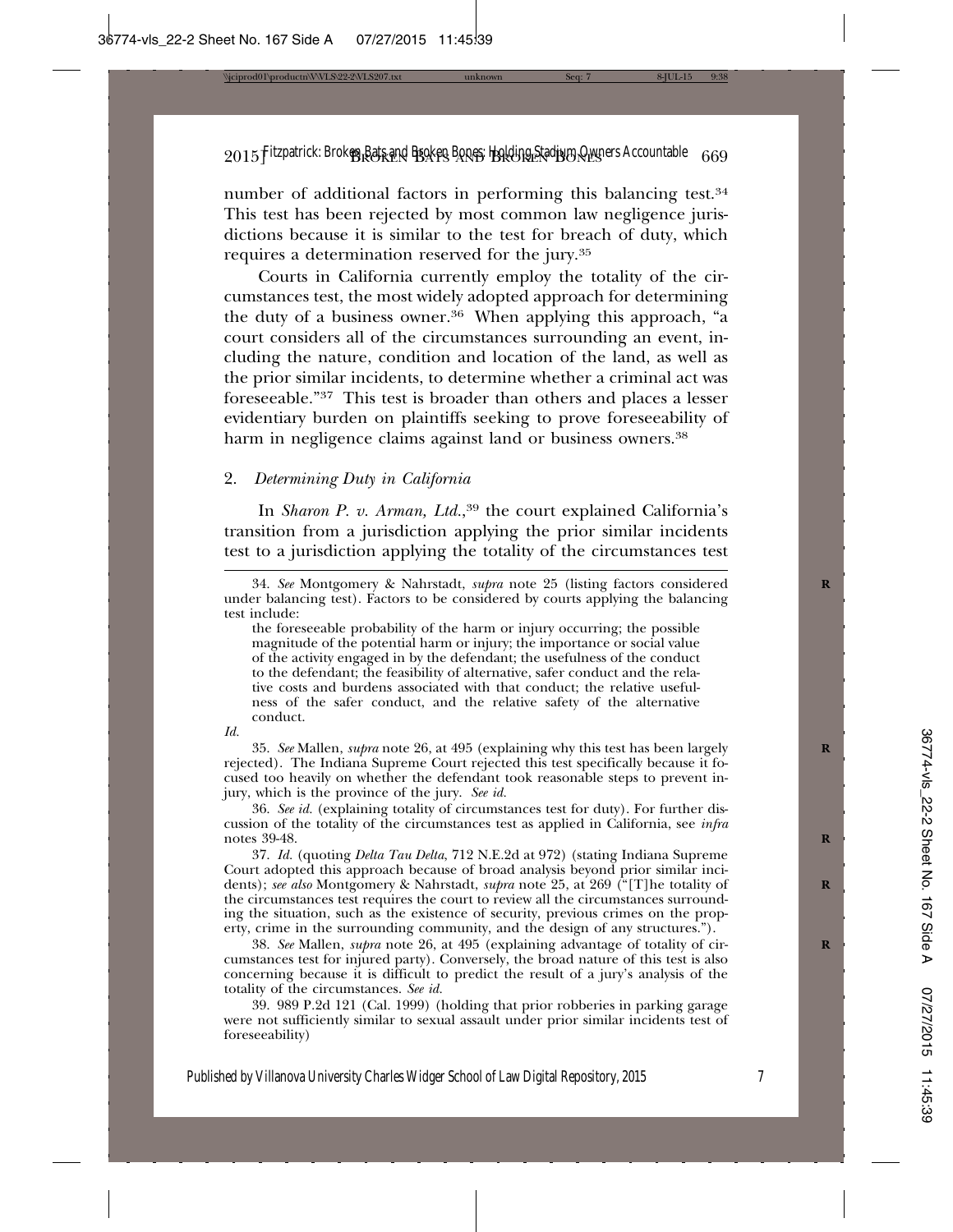number of additional factors in performing this balancing test.[34] This test has been rejected by most common law negligence jurisdictions because it is similar to the test for breach of duty, which requires a determination reserved for the jury.[35]

Courts in California currently employ the totality of the circumstances test, the most widely adopted approach for determining the duty of a business owner.[36] When applying this approach, "a court considers all of the circumstances surrounding an event, including the nature, condition and location of the land, as well as the prior similar incidents, to determine whether a criminal act was foreseeable."[37] This test is broader than others and places a lesser evidentiary burden on plaintiffs seeking to prove foreseeability of harm in negligence claims against land or business owners.[38]

### 2. *Determining Duty in California*

In *Sharon P. v. Arman, Ltd.*,[39] the court explained California's transition from a jurisdiction applying the prior similar incidents test to a jurisdiction applying the totality of the circumstances test

---

34. *See* Montgomery & Nahrstadt, *supra* note 25 (listing factors considered under balancing test). Factors to be considered by courts applying the balancing test include:

> the foreseeable probability of the harm or injury occurring; the possible magnitude of the potential harm or injury; the importance or social value of the activity engaged in by the defendant; the usefulness of the conduct to the defendant; the feasibility of alternative, safer conduct and the relative costs and burdens associated with that conduct; the relative usefulness of the safer conduct, and the relative safety of the alternative conduct.

*Id.*

35. *See* Mallen, *supra* note 26, at 495 (explaining why this test has been largely rejected). The Indiana Supreme Court rejected this test specifically because it focused too heavily on whether the defendant took reasonable steps to prevent injury, which is the province of the jury. *See id.*

36. *See id.* (explaining totality of circumstances test for duty). For further discussion of the totality of the circumstances test as applied in California, see *infra* notes 39-48.

37. *Id.* (quoting *Delta Tau Delta*, 712 N.E.2d at 972) (stating Indiana Supreme Court adopted this approach because of broad analysis beyond prior similar incidents); *see also* Montgomery & Nahrstadt, *supra* note 25, at 269 ("[T]he totality of the circumstances test requires the court to review all the circumstances surrounding the situation, such as the existence of security, previous crimes on the property, crime in the surrounding community, and the design of any structures.").

38. *See* Mallen, *supra* note 26, at 495 (explaining advantage of totality of circumstances test for injured party). Conversely, the broad nature of this test is also concerning because it is difficult to predict the result of a jury's analysis of the totality of the circumstances. *See id.*

39. 989 P.2d 121 (Cal. 1999) (holding that prior robberies in parking garage were not sufficiently similar to sexual assault under prior similar incidents test of foreseeability)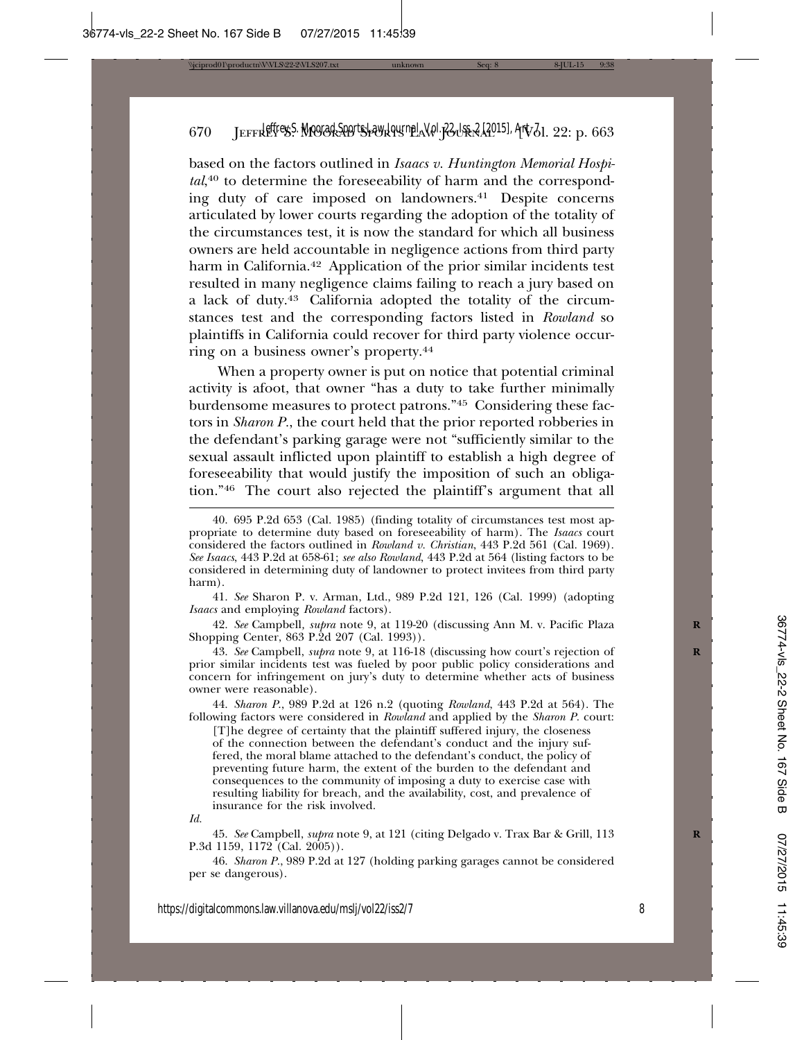based on the factors outlined in *Isaacs v. Huntington Memorial Hospital*,[40] to determine the foreseeability of harm and the corresponding duty of care imposed on landowners.[41] Despite concerns articulated by lower courts regarding the adoption of the totality of the circumstances test, it is now the standard for which all business owners are held accountable in negligence actions from third party harm in California.[42] Application of the prior similar incidents test resulted in many negligence claims failing to reach a jury based on a lack of duty.[43] California adopted the totality of the circumstances test and the corresponding factors listed in *Rowland* so plaintiffs in California could recover for third party violence occurring on a business owner's property.[44]

When a property owner is put on notice that potential criminal activity is afoot, that owner "has a duty to take further minimally burdensome measures to protect patrons."[45] Considering these factors in *Sharon P.*, the court held that the prior reported robberies in the defendant's parking garage were not "sufficiently similar to the sexual assault inflicted upon plaintiff to establish a high degree of foreseeability that would justify the imposition of such an obligation."[46] The court also rejected the plaintiff's argument that all

---

40. 695 P.2d 653 (Cal. 1985) (finding totality of circumstances test most appropriate to determine duty based on foreseeability of harm). The *Isaacs* court considered the factors outlined in *Rowland v. Christian*, 443 P.2d 561 (Cal. 1969). *See Isaacs*, 443 P.2d at 658-61; *see also Rowland*, 443 P.2d at 564 (listing factors to be considered in determining duty of landowner to protect invitees from third party harm).

41. *See* Sharon P. v. Arman, Ltd., 989 P.2d 121, 126 (Cal. 1999) (adopting *Isaacs* and employing *Rowland* factors).

42. *See* Campbell, *supra* note 9, at 119-20 (discussing Ann M. v. Pacific Plaza Shopping Center, 863 P.2d 207 (Cal. 1993)).

43. *See* Campbell, *supra* note 9, at 116-18 (discussing how court's rejection of prior similar incidents test was fueled by poor public policy considerations and concern for infringement on jury's duty to determine whether acts of business owner were reasonable).

44. *Sharon P.*, 989 P.2d at 126 n.2 (quoting *Rowland*, 443 P.2d at 564). The following factors were considered in *Rowland* and applied by the *Sharon P.* court:

> [T]he degree of certainty that the plaintiff suffered injury, the closeness of the connection between the defendant's conduct and the injury suffered, the moral blame attached to the defendant's conduct, the policy of preventing future harm, the extent of the burden to the defendant and consequences to the community of imposing a duty to exercise case with resulting liability for breach, and the availability, cost, and prevalence of insurance for the risk involved.

*Id.*

45. *See* Campbell, *supra* note 9, at 121 (citing Delgado v. Trax Bar & Grill, 113 P.3d 1159, 1172 (Cal. 2005)).

46. *Sharon P.*, 989 P.2d at 127 (holding parking garages cannot be considered per se dangerous).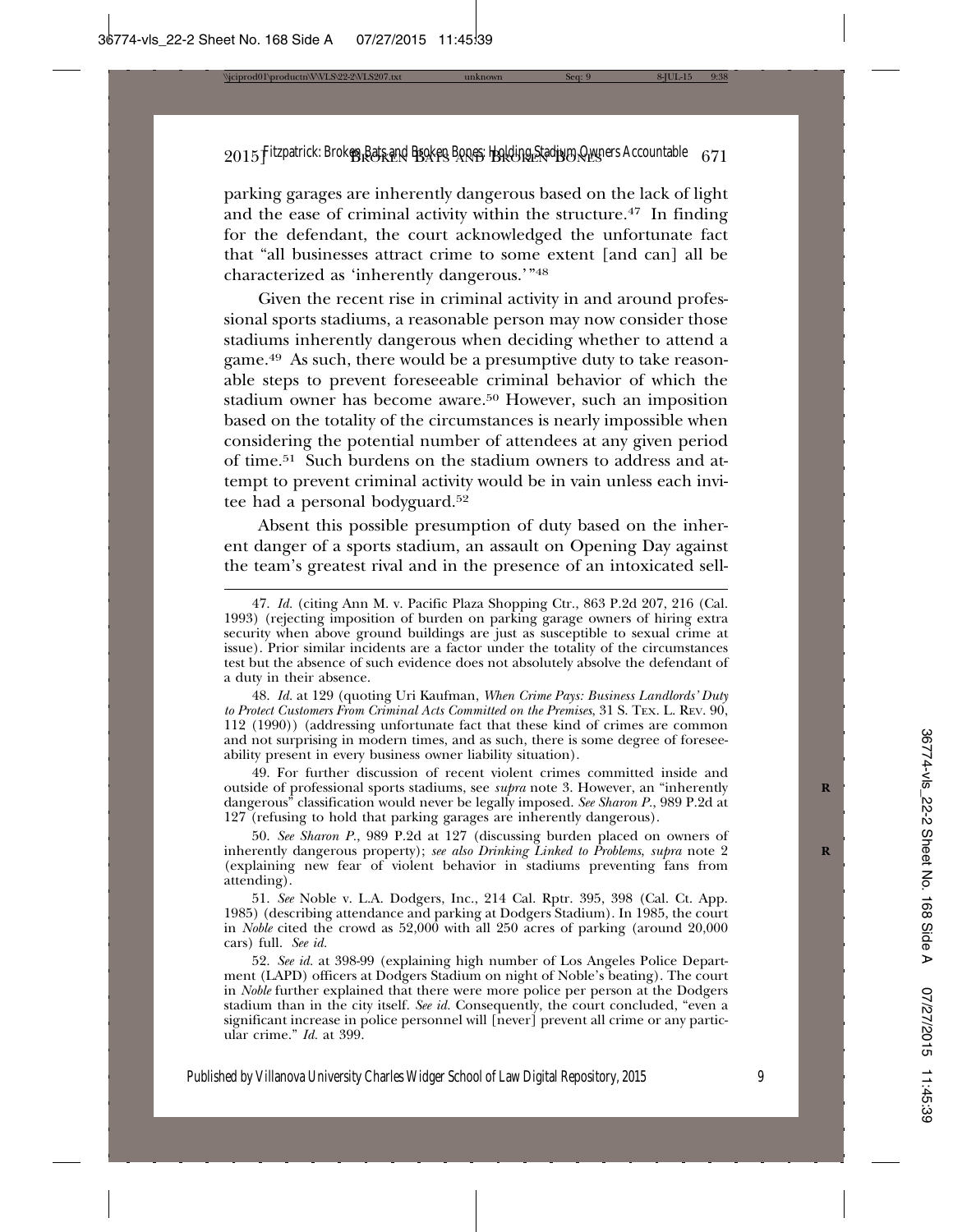parking garages are inherently dangerous based on the lack of light and the ease of criminal activity within the structure.[47] In finding for the defendant, the court acknowledged the unfortunate fact that "all businesses attract crime to some extent [and can] all be characterized as 'inherently dangerous.'"[48]

Given the recent rise in criminal activity in and around professional sports stadiums, a reasonable person may now consider those stadiums inherently dangerous when deciding whether to attend a game.[49] As such, there would be a presumptive duty to take reasonable steps to prevent foreseeable criminal behavior of which the stadium owner has become aware.[50] However, such an imposition based on the totality of the circumstances is nearly impossible when considering the potential number of attendees at any given period of time.[51] Such burdens on the stadium owners to address and attempt to prevent criminal activity would be in vain unless each invitee had a personal bodyguard.[52]

Absent this possible presumption of duty based on the inherent danger of a sports stadium, an assault on Opening Day against the team's greatest rival and in the presence of an intoxicated sell-

---

47. *Id.* (citing Ann M. v. Pacific Plaza Shopping Ctr., 863 P.2d 207, 216 (Cal. 1993) (rejecting imposition of burden on parking garage owners of hiring extra security when above ground buildings are just as susceptible to sexual crime at issue). Prior similar incidents are a factor under the totality of the circumstances test but the absence of such evidence does not absolutely absolve the defendant of a duty in their absence.

48. *Id.* at 129 (quoting Uri Kaufman, *When Crime Pays: Business Landlords' Duty to Protect Customers From Criminal Acts Committed on the Premises*, 31 S. TEX. L. REV. 90, 112 (1990)) (addressing unfortunate fact that these kind of crimes are common and not surprising in modern times, and as such, there is some degree of foreseeability present in every business owner liability situation).

49. For further discussion of recent violent crimes committed inside and outside of professional sports stadiums, see *supra* note 3. However, an "inherently dangerous" classification would never be legally imposed. *See Sharon P.*, 989 P.2d at 127 (refusing to hold that parking garages are inherently dangerous).

50. *See Sharon P.*, 989 P.2d at 127 (discussing burden placed on owners of inherently dangerous property); *see also Drinking Linked to Problems*, *supra* note 2 (explaining new fear of violent behavior in stadiums preventing fans from attending).

51. *See* Noble v. L.A. Dodgers, Inc., 214 Cal. Rptr. 395, 398 (Cal. Ct. App. 1985) (describing attendance and parking at Dodgers Stadium). In 1985, the court in *Noble* cited the crowd as 52,000 with all 250 acres of parking (around 20,000 cars) full. *See id.*

52. *See id.* at 398-99 (explaining high number of Los Angeles Police Department (LAPD) officers at Dodgers Stadium on night of Noble's beating). The court in *Noble* further explained that there were more police per person at the Dodgers stadium than in the city itself. *See id.* Consequently, the court concluded, "even a significant increase in police personnel will [never] prevent all crime or any particular crime." *Id.* at 399.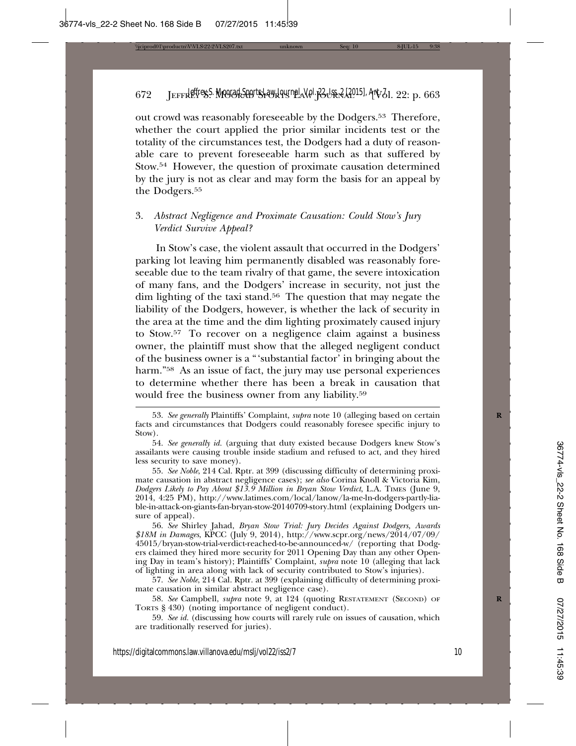out crowd was reasonably foreseeable by the Dodgers.[53] Therefore, whether the court applied the prior similar incidents test or the totality of the circumstances test, the Dodgers had a duty of reasonable care to prevent foreseeable harm such as that suffered by Stow.[54] However, the question of proximate causation determined by the jury is not as clear and may form the basis for an appeal by the Dodgers.[55]

### 3. *Abstract Negligence and Proximate Causation: Could Stow's Jury Verdict Survive Appeal?*

In Stow's case, the violent assault that occurred in the Dodgers' parking lot leaving him permanently disabled was reasonably foreseeable due to the team rivalry of that game, the severe intoxication of many fans, and the Dodgers' increase in security, not just the dim lighting of the taxi stand.[56] The question that may negate the liability of the Dodgers, however, is whether the lack of security in the area at the time and the dim lighting proximately caused injury to Stow.[57] To recover on a negligence claim against a business owner, the plaintiff must show that the alleged negligent conduct of the business owner is a "'substantial factor' in bringing about the harm."[58] As an issue of fact, the jury may use personal experiences to determine whether there has been a break in causation that would free the business owner from any liability.[59]

---

53. *See generally* Plaintiffs' Complaint, *supra* note 10 (alleging based on certain facts and circumstances that Dodgers could reasonably foresee specific injury to Stow).

54. *See generally id.* (arguing that duty existed because Dodgers knew Stow's assailants were causing trouble inside stadium and refused to act, and they hired less security to save money).

55. *See Noble*, 214 Cal. Rptr. at 399 (discussing difficulty of determining proximate causation in abstract negligence cases); *see also* Corina Knoll & Victoria Kim, *Dodgers Likely to Pay About $13.9 Million in Bryan Stow Verdict*, L.A. TIMES (June 9, 2014, 4:25 PM), http://www.latimes.com/local/lanow/la-me-ln-dodgers-partly-liable-in-attack-on-giants-fan-bryan-stow-20140709-story.html (explaining Dodgers unsure of appeal).

56. *See* Shirley Jahad, *Bryan Stow Trial: Jury Decides Against Dodgers, Awards $18M in Damages*, KPCC (July 9, 2014), http://www.scpr.org/news/2014/07/09/45015/bryan-stow-trial-verdict-reached-to-be-announced-w/ (reporting that Dodgers claimed they hired more security for 2011 Opening Day than any other Opening Day in team's history); Plaintiffs' Complaint, *supra* note 10 (alleging that lack of lighting in area along with lack of security contributed to Stow's injuries).

57. *See Noble*, 214 Cal. Rptr. at 399 (explaining difficulty of determining proximate causation in similar abstract negligence case).

58. *See* Campbell, *supra* note 9, at 124 (quoting RESTATEMENT (SECOND) OF TORTS § 430) (noting importance of negligent conduct).

59. *See id.* (discussing how courts will rarely rule on issues of causation, which are traditionally reserved for juries).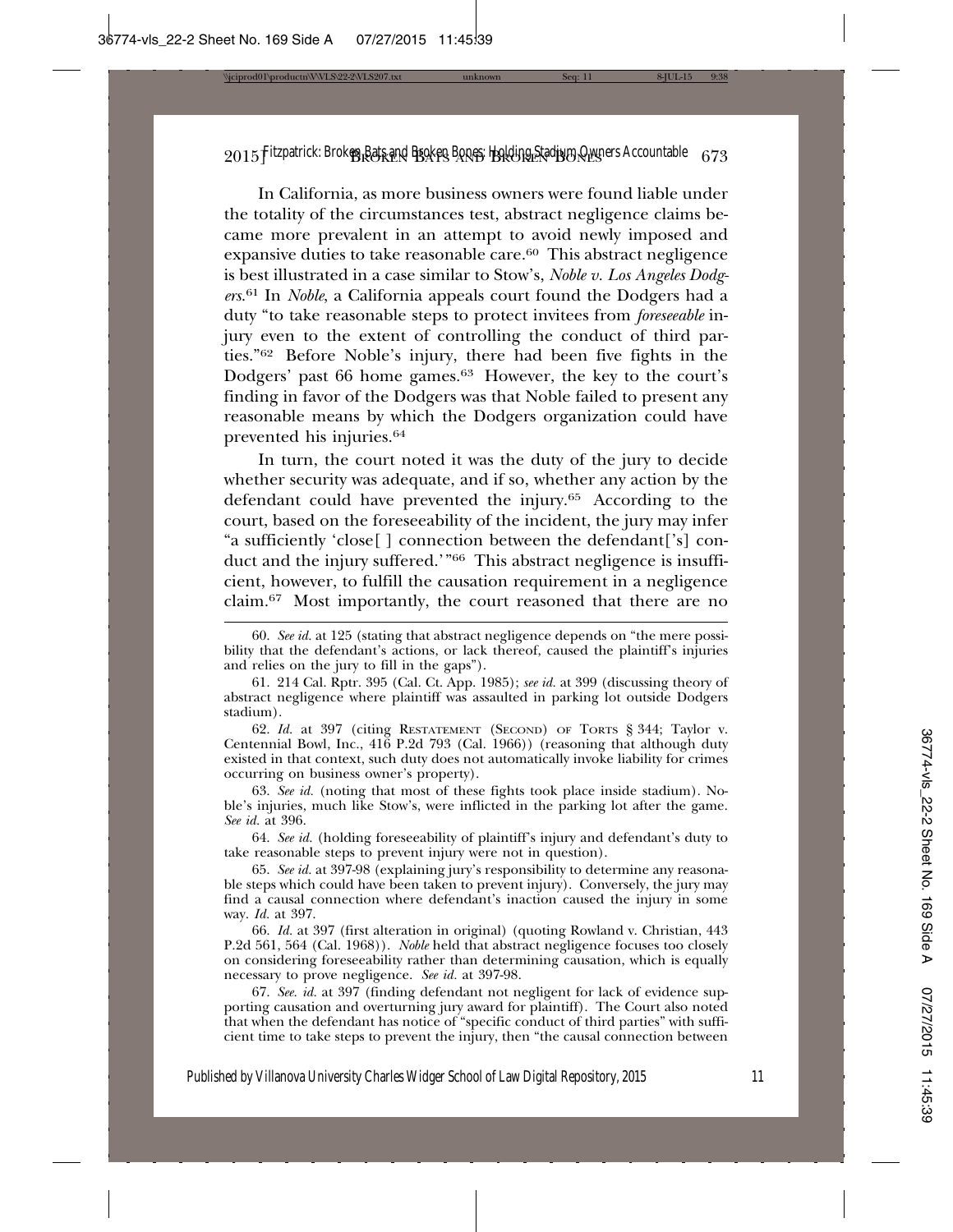In California, as more business owners were found liable under the totality of the circumstances test, abstract negligence claims became more prevalent in an attempt to avoid newly imposed and expansive duties to take reasonable care.[60] This abstract negligence is best illustrated in a case similar to Stow's, *Noble v. Los Angeles Dodgers*.[61] In *Noble*, a California appeals court found the Dodgers had a duty "to take reasonable steps to protect invitees from *foreseeable* injury even to the extent of controlling the conduct of third parties."[62] Before Noble's injury, there had been five fights in the Dodgers' past 66 home games.[63] However, the key to the court's finding in favor of the Dodgers was that Noble failed to present any reasonable means by which the Dodgers organization could have prevented his injuries.[64]

In turn, the court noted it was the duty of the jury to decide whether security was adequate, and if so, whether any action by the defendant could have prevented the injury.[65] According to the court, based on the foreseeability of the incident, the jury may infer "a sufficiently 'close[ ] connection between the defendant['s] conduct and the injury suffered.'"[66] This abstract negligence is insufficient, however, to fulfill the causation requirement in a negligence claim.[67] Most importantly, the court reasoned that there are no

---

60. *See id.* at 125 (stating that abstract negligence depends on "the mere possibility that the defendant's actions, or lack thereof, caused the plaintiff's injuries and relies on the jury to fill in the gaps").

61. 214 Cal. Rptr. 395 (Cal. Ct. App. 1985); *see id.* at 399 (discussing theory of abstract negligence where plaintiff was assaulted in parking lot outside Dodgers stadium).

62. *Id.* at 397 (citing Restatement (Second) of Torts § 344; Taylor v. Centennial Bowl, Inc., 416 P.2d 793 (Cal. 1966)) (reasoning that although duty existed in that context, such duty does not automatically invoke liability for crimes occurring on business owner's property).

63. *See id.* (noting that most of these fights took place inside stadium). Noble's injuries, much like Stow's, were inflicted in the parking lot after the game. *See id.* at 396.

64. *See id.* (holding foreseeability of plaintiff's injury and defendant's duty to take reasonable steps to prevent injury were not in question).

65. *See id.* at 397-98 (explaining jury's responsibility to determine any reasonable steps which could have been taken to prevent injury). Conversely, the jury may find a causal connection where defendant's inaction caused the injury in some way. *Id.* at 397.

66. *Id.* at 397 (first alteration in original) (quoting Rowland v. Christian, 443 P.2d 561, 564 (Cal. 1968)). *Noble* held that abstract negligence focuses too closely on considering foreseeability rather than determining causation, which is equally necessary to prove negligence. *See id.* at 397-98.

67. *See. id.* at 397 (finding defendant not negligent for lack of evidence supporting causation and overturning jury award for plaintiff). The Court also noted that when the defendant has notice of "specific conduct of third parties" with sufficient time to take steps to prevent the injury, then "the causal connection between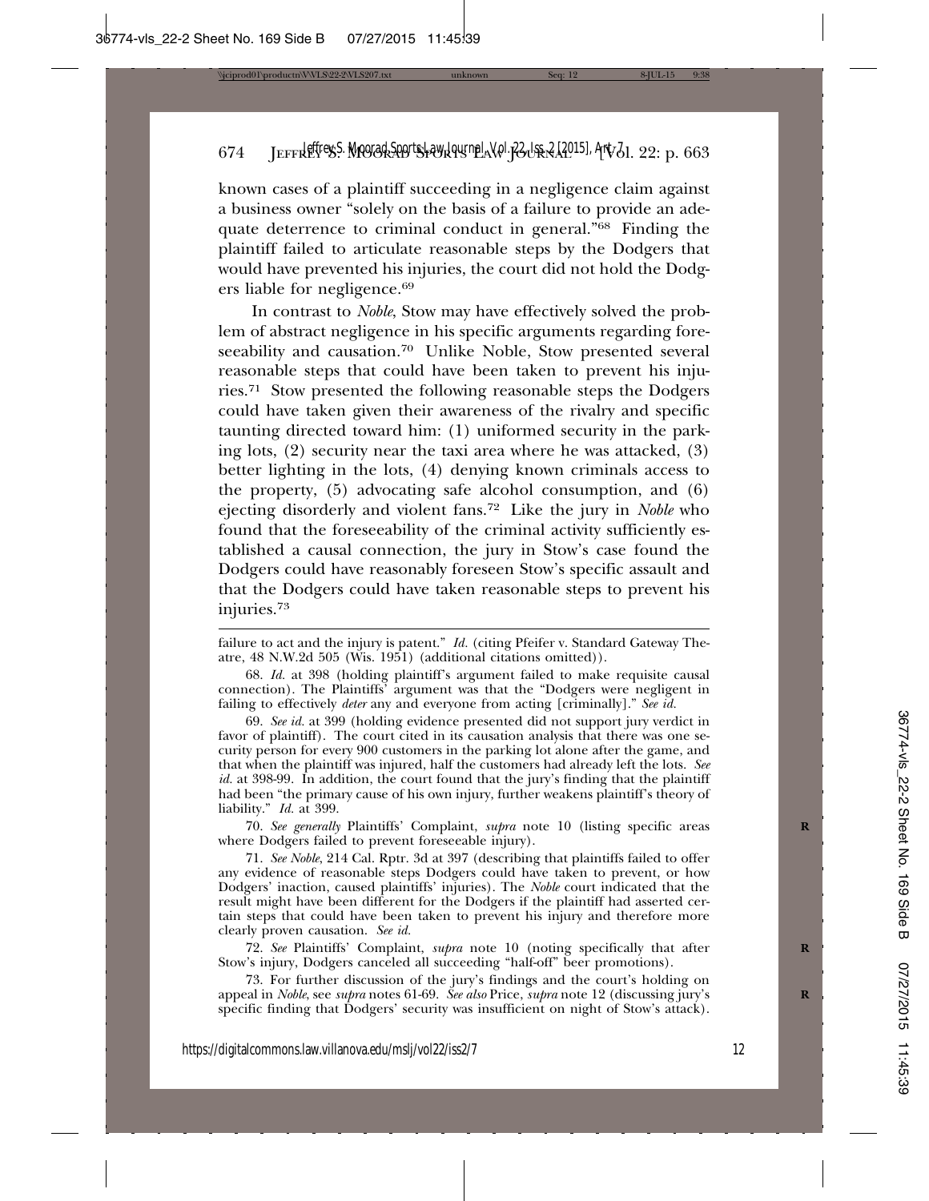known cases of a plaintiff succeeding in a negligence claim against a business owner "solely on the basis of a failure to provide an adequate deterrence to criminal conduct in general."[68] Finding the plaintiff failed to articulate reasonable steps by the Dodgers that would have prevented his injuries, the court did not hold the Dodgers liable for negligence.[69]

In contrast to *Noble*, Stow may have effectively solved the problem of abstract negligence in his specific arguments regarding foreseeability and causation.[70] Unlike Noble, Stow presented several reasonable steps that could have been taken to prevent his injuries.[71] Stow presented the following reasonable steps the Dodgers could have taken given their awareness of the rivalry and specific taunting directed toward him: (1) uniformed security in the parking lots, (2) security near the taxi area where he was attacked, (3) better lighting in the lots, (4) denying known criminals access to the property, (5) advocating safe alcohol consumption, and (6) ejecting disorderly and violent fans.[72] Like the jury in *Noble* who found that the foreseeability of the criminal activity sufficiently established a causal connection, the jury in Stow's case found the Dodgers could have reasonably foreseen Stow's specific assault and that the Dodgers could have taken reasonable steps to prevent his injuries.[73]

---

failure to act and the injury is patent." *Id.* (citing Pfeifer v. Standard Gateway Theatre, 48 N.W.2d 505 (Wis. 1951) (additional citations omitted)).

68. *Id.* at 398 (holding plaintiff's argument failed to make requisite causal connection). The Plaintiffs' argument was that the "Dodgers were negligent in failing to effectively *deter* any and everyone from acting [criminally]." *See id.*

69. *See id.* at 399 (holding evidence presented did not support jury verdict in favor of plaintiff). The court cited in its causation analysis that there was one security person for every 900 customers in the parking lot alone after the game, and that when the plaintiff was injured, half the customers had already left the lots. *See id.* at 398-99. In addition, the court found that the jury's finding that the plaintiff had been "the primary cause of his own injury, further weakens plaintiff's theory of liability." *Id.* at 399.

70. *See generally* Plaintiffs' Complaint, *supra* note 10 (listing specific areas where Dodgers failed to prevent foreseeable injury).

71. *See Noble*, 214 Cal. Rptr. 3d at 397 (describing that plaintiffs failed to offer any evidence of reasonable steps Dodgers could have taken to prevent, or how Dodgers' inaction, caused plaintiffs' injuries). The *Noble* court indicated that the result might have been different for the Dodgers if the plaintiff had asserted certain steps that could have been taken to prevent his injury and therefore more clearly proven causation. *See id.*

72. *See* Plaintiffs' Complaint, *supra* note 10 (noting specifically that after Stow's injury, Dodgers canceled all succeeding "half-off" beer promotions).

73. For further discussion of the jury's findings and the court's holding on appeal in *Noble*, see *supra* notes 61-69. *See also* Price, *supra* note 12 (discussing jury's specific finding that Dodgers' security was insufficient on night of Stow's attack).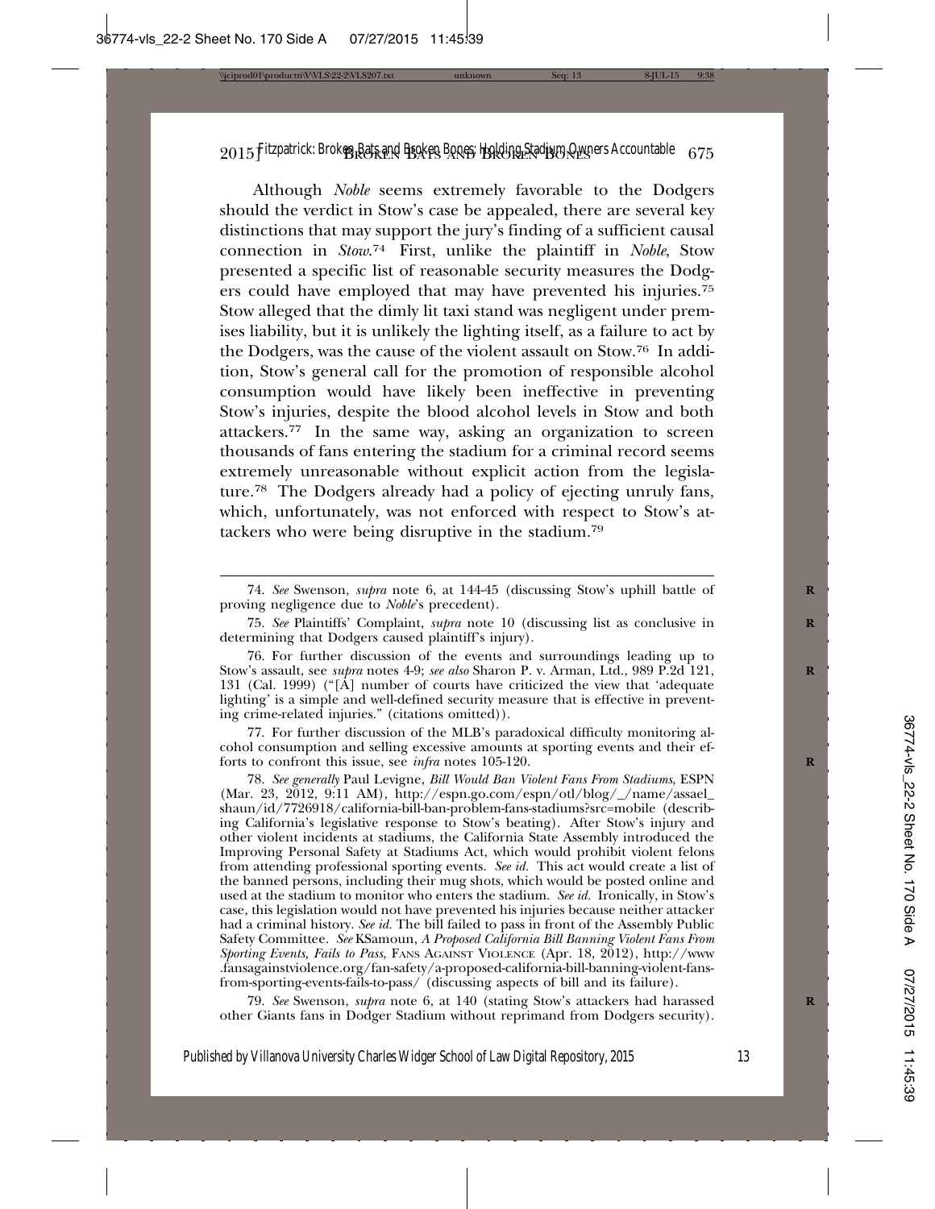Although *Noble* seems extremely favorable to the Dodgers should the verdict in Stow's case be appealed, there are several key distinctions that may support the jury's finding of a sufficient causal connection in *Stow*.[74] First, unlike the plaintiff in *Noble*, Stow presented a specific list of reasonable security measures the Dodgers could have employed that may have prevented his injuries.[75] Stow alleged that the dimly lit taxi stand was negligent under premises liability, but it is unlikely the lighting itself, as a failure to act by the Dodgers, was the cause of the violent assault on Stow.[76] In addition, Stow's general call for the promotion of responsible alcohol consumption would have likely been ineffective in preventing Stow's injuries, despite the blood alcohol levels in Stow and both attackers.[77] In the same way, asking an organization to screen thousands of fans entering the stadium for a criminal record seems extremely unreasonable without explicit action from the legislature.[78] The Dodgers already had a policy of ejecting unruly fans, which, unfortunately, was not enforced with respect to Stow's attackers who were being disruptive in the stadium.[79]

---

74. *See* Swenson, *supra* note 6, at 144-45 (discussing Stow's uphill battle of proving negligence due to *Noble*'s precedent).

75. *See* Plaintiffs' Complaint, *supra* note 10 (discussing list as conclusive in determining that Dodgers caused plaintiff's injury).

76. For further discussion of the events and surroundings leading up to Stow's assault, see *supra* notes 4-9; *see also* Sharon P. v. Arman, Ltd., 989 P.2d 121, 131 (Cal. 1999) ("[A] number of courts have criticized the view that 'adequate lighting' is a simple and well-defined security measure that is effective in preventing crime-related injuries." (citations omitted)).

77. For further discussion of the MLB's paradoxical difficulty monitoring alcohol consumption and selling excessive amounts at sporting events and their efforts to confront this issue, see *infra* notes 105-120.

78. *See generally* Paul Levigne, *Bill Would Ban Violent Fans From Stadiums*, ESPN (Mar. 23, 2012, 9:11 AM), http://espn.go.com/espn/otl/blog/_/name/assael_shaun/id/7726918/california-bill-ban-problem-fans-stadiums?src=mobile (describing California's legislative response to Stow's beating). After Stow's injury and other violent incidents at stadiums, the California State Assembly introduced the Improving Personal Safety at Stadiums Act, which would prohibit violent felons from attending professional sporting events. *See id.* This act would create a list of the banned persons, including their mug shots, which would be posted online and used at the stadium to monitor who enters the stadium. *See id.* Ironically, in Stow's case, this legislation would not have prevented his injuries because neither attacker had a criminal history. *See id.* The bill failed to pass in front of the Assembly Public Safety Committee. *See* KSamoun, *A Proposed California Bill Banning Violent Fans From Sporting Events, Fails to Pass*, FANS AGAINST VIOLENCE (Apr. 18, 2012), http://www.fansagainstviolence.org/fan-safety/a-proposed-california-bill-banning-violent-fans-from-sporting-events-fails-to-pass/ (discussing aspects of bill and its failure).

79. *See* Swenson, *supra* note 6, at 140 (stating Stow's attackers had harassed other Giants fans in Dodger Stadium without reprimand from Dodgers security).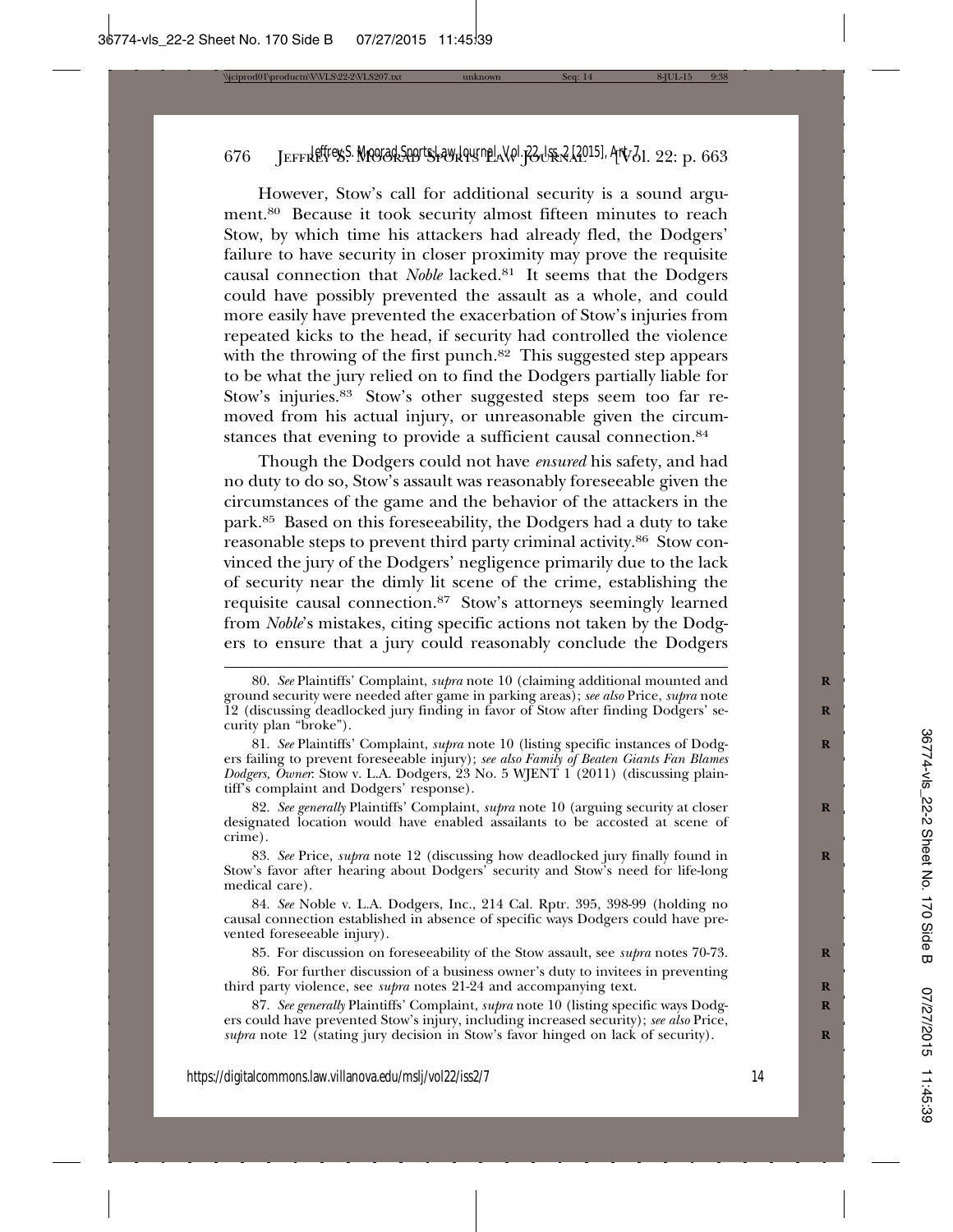However, Stow's call for additional security is a sound argument.[80] Because it took security almost fifteen minutes to reach Stow, by which time his attackers had already fled, the Dodgers' failure to have security in closer proximity may prove the requisite causal connection that *Noble* lacked.[81] It seems that the Dodgers could have possibly prevented the assault as a whole, and could more easily have prevented the exacerbation of Stow's injuries from repeated kicks to the head, if security had controlled the violence with the throwing of the first punch.[82] This suggested step appears to be what the jury relied on to find the Dodgers partially liable for Stow's injuries.[83] Stow's other suggested steps seem too far removed from his actual injury, or unreasonable given the circumstances that evening to provide a sufficient causal connection.[84]

Though the Dodgers could not have *ensured* his safety, and had no duty to do so, Stow's assault was reasonably foreseeable given the circumstances of the game and the behavior of the attackers in the park.[85] Based on this foreseeability, the Dodgers had a duty to take reasonable steps to prevent third party criminal activity.[86] Stow convinced the jury of the Dodgers' negligence primarily due to the lack of security near the dimly lit scene of the crime, establishing the requisite causal connection.[87] Stow's attorneys seemingly learned from *Noble*'s mistakes, citing specific actions not taken by the Dodgers to ensure that a jury could reasonably conclude the Dodgers

---

80. *See* Plaintiffs' Complaint, *supra* note 10 (claiming additional mounted and ground security were needed after game in parking areas); *see also* Price, *supra* note 12 (discussing deadlocked jury finding in favor of Stow after finding Dodgers' security plan "broke").

81. *See* Plaintiffs' Complaint, *supra* note 10 (listing specific instances of Dodgers failing to prevent foreseeable injury); *see also Family of Beaten Giants Fan Blames Dodgers, Owner*: Stow v. L.A. Dodgers, 23 No. 5 WJENT 1 (2011) (discussing plaintiff's complaint and Dodgers' response).

82. *See generally* Plaintiffs' Complaint, *supra* note 10 (arguing security at closer designated location would have enabled assailants to be accosted at scene of crime).

83. *See* Price, *supra* note 12 (discussing how deadlocked jury finally found in Stow's favor after hearing about Dodgers' security and Stow's need for life-long medical care).

84. *See* Noble v. L.A. Dodgers, Inc., 214 Cal. Rptr. 395, 398-99 (holding no causal connection established in absence of specific ways Dodgers could have prevented foreseeable injury).

85. For discussion on foreseeability of the Stow assault, see *supra* notes 70-73.

86. For further discussion of a business owner's duty to invitees in preventing third party violence, see *supra* notes 21-24 and accompanying text.

87. *See generally* Plaintiffs' Complaint, *supra* note 10 (listing specific ways Dodgers could have prevented Stow's injury, including increased security); *see also* Price, *supra* note 12 (stating jury decision in Stow's favor hinged on lack of security).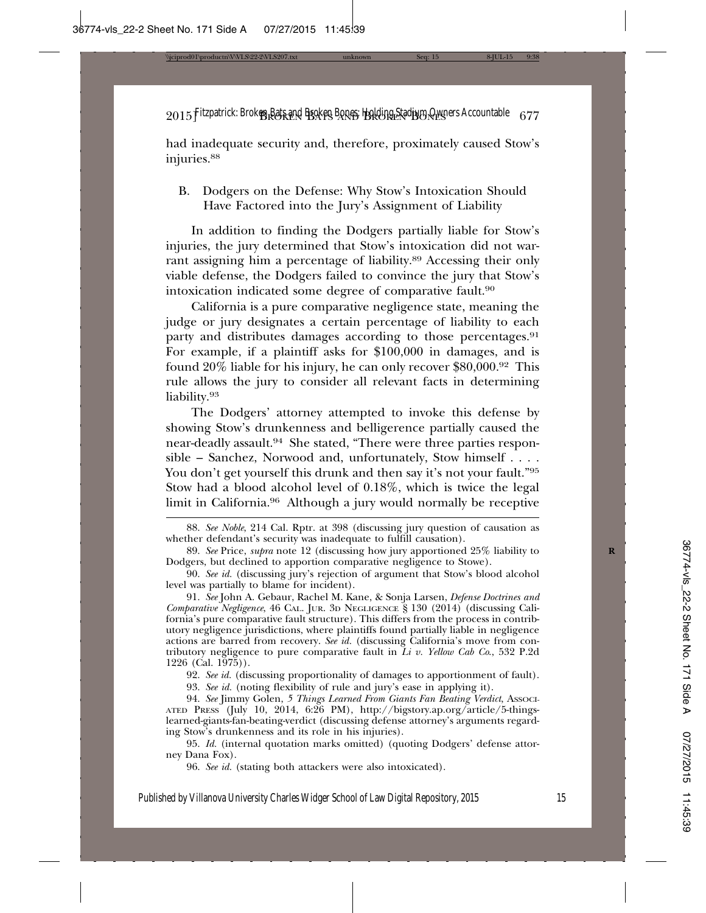had inadequate security and, therefore, proximately caused Stow's injuries.[88]

### B. Dodgers on the Defense: Why Stow's Intoxication Should Have Factored into the Jury's Assignment of Liability

In addition to finding the Dodgers partially liable for Stow's injuries, the jury determined that Stow's intoxication did not warrant assigning him a percentage of liability.[89] Accessing their only viable defense, the Dodgers failed to convince the jury that Stow's intoxication indicated some degree of comparative fault.[90]

California is a pure comparative negligence state, meaning the judge or jury designates a certain percentage of liability to each party and distributes damages according to those percentages.[91] For example, if a plaintiff asks for $100,000 in damages, and is found 20% liable for his injury, he can only recover $80,000.[92] This rule allows the jury to consider all relevant facts in determining liability.[93]

The Dodgers' attorney attempted to invoke this defense by showing Stow's drunkenness and belligerence partially caused the near-deadly assault.[94] She stated, "There were three parties responsible – Sanchez, Norwood and, unfortunately, Stow himself . . . . You don't get yourself this drunk and then say it's not your fault."[95] Stow had a blood alcohol level of 0.18%, which is twice the legal limit in California.[96] Although a jury would normally be receptive

---

88. *See Noble*, 214 Cal. Rptr. at 398 (discussing jury question of causation as whether defendant's security was inadequate to fulfill causation).

89. *See* Price, *supra* note 12 (discussing how jury apportioned 25% liability to Dodgers, but declined to apportion comparative negligence to Stowe).

90. *See id.* (discussing jury's rejection of argument that Stow's blood alcohol level was partially to blame for incident).

91. *See* John A. Gebaur, Rachel M. Kane, & Sonja Larsen, *Defense Doctrines and Comparative Negligence*, 46 CAL. JUR. 3D NEGLIGENCE § 130 (2014) (discussing California's pure comparative fault structure). This differs from the process in contributory negligence jurisdictions, where plaintiffs found partially liable in negligence actions are barred from recovery. *See id.* (discussing California's move from contributory negligence to pure comparative fault in *Li v. Yellow Cab Co.*, 532 P.2d 1226 (Cal. 1975)).

92. *See id.* (discussing proportionality of damages to apportionment of fault).

93. *See id.* (noting flexibility of rule and jury's ease in applying it).

94. *See* Jimmy Golen, *5 Things Learned From Giants Fan Beating Verdict*, ASSOCIATED PRESS (July 10, 2014, 6:26 PM), http://bigstory.ap.org/article/5-things-learned-giants-fan-beating-verdict (discussing defense attorney's arguments regarding Stow's drunkenness and its role in his injuries).

95. *Id.* (internal quotation marks omitted) (quoting Dodgers' defense attorney Dana Fox).

96. *See id.* (stating both attackers were also intoxicated).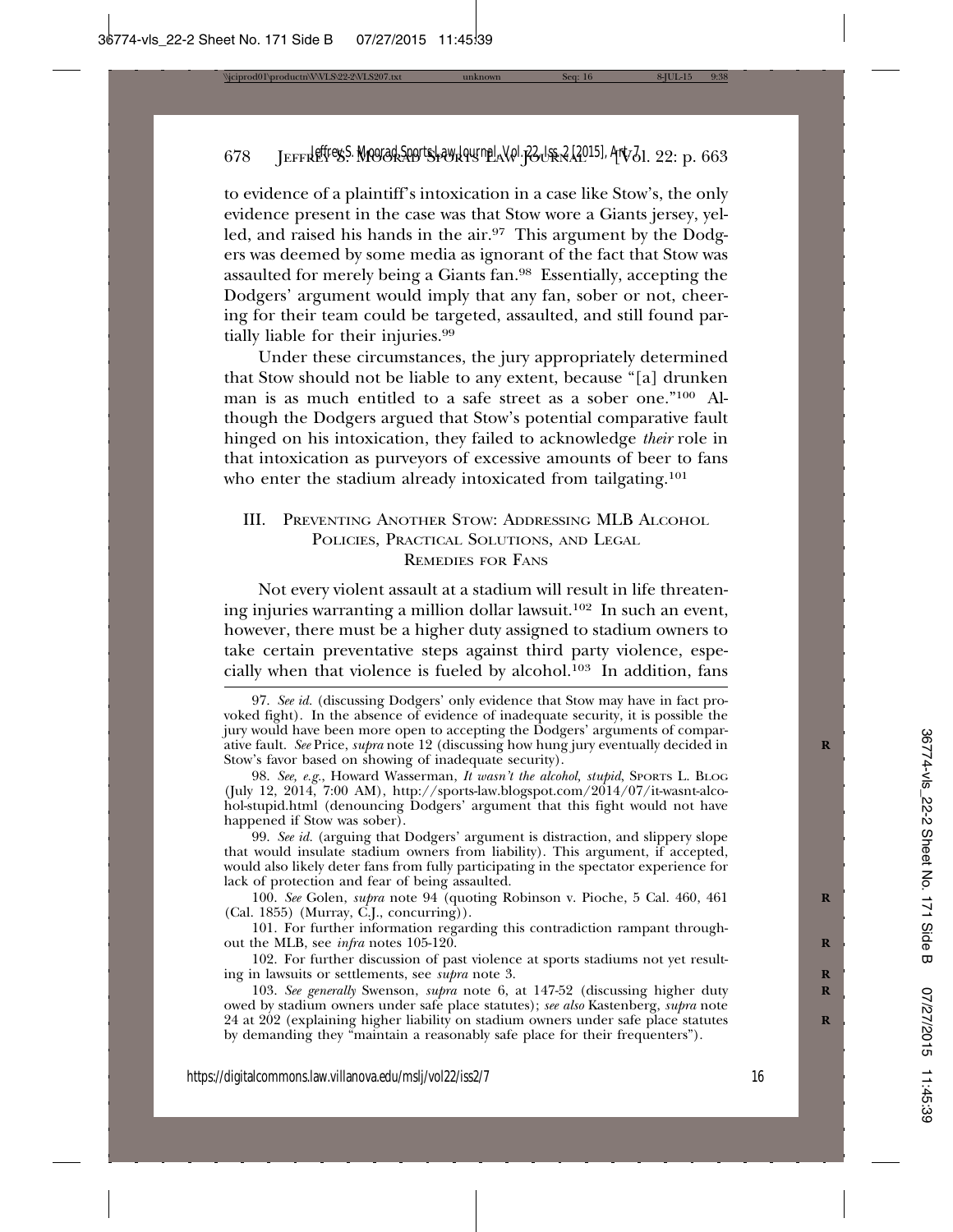to evidence of a plaintiff's intoxication in a case like Stow's, the only evidence present in the case was that Stow wore a Giants jersey, yelled, and raised his hands in the air.[97] This argument by the Dodgers was deemed by some media as ignorant of the fact that Stow was assaulted for merely being a Giants fan.[98] Essentially, accepting the Dodgers' argument would imply that any fan, sober or not, cheering for their team could be targeted, assaulted, and still found partially liable for their injuries.[99]

Under these circumstances, the jury appropriately determined that Stow should not be liable to any extent, because "[a] drunken man is as much entitled to a safe street as a sober one."[100] Although the Dodgers argued that Stow's potential comparative fault hinged on his intoxication, they failed to acknowledge *their* role in that intoxication as purveyors of excessive amounts of beer to fans who enter the stadium already intoxicated from tailgating.[101]

## III. Preventing Another Stow: Addressing MLB Alcohol Policies, Practical Solutions, and Legal Remedies for Fans

Not every violent assault at a stadium will result in life threatening injuries warranting a million dollar lawsuit.[102] In such an event, however, there must be a higher duty assigned to stadium owners to take certain preventative steps against third party violence, especially when that violence is fueled by alcohol.[103] In addition, fans

---

97. *See id.* (discussing Dodgers' only evidence that Stow may have in fact provoked fight). In the absence of evidence of inadequate security, it is possible the jury would have been more open to accepting the Dodgers' arguments of comparative fault. *See* Price, *supra* note 12 (discussing how hung jury eventually decided in Stow's favor based on showing of inadequate security).

98. *See, e.g.*, Howard Wasserman, *It wasn't the alcohol, stupid*, Sports L. Blog (July 12, 2014, 7:00 AM), http://sports-law.blogspot.com/2014/07/it-wasnt-alcohol-stupid.html (denouncing Dodgers' argument that this fight would not have happened if Stow was sober).

99. *See id.* (arguing that Dodgers' argument is distraction, and slippery slope that would insulate stadium owners from liability). This argument, if accepted, would also likely deter fans from fully participating in the spectator experience for lack of protection and fear of being assaulted.

100. *See* Golen, *supra* note 94 (quoting Robinson v. Pioche, 5 Cal. 460, 461 (Cal. 1855) (Murray, C.J., concurring)).

101. For further information regarding this contradiction rampant throughout the MLB, see *infra* notes 105-120.

102. For further discussion of past violence at sports stadiums not yet resulting in lawsuits or settlements, see *supra* note 3.

103. *See generally* Swenson, *supra* note 6, at 147-52 (discussing higher duty owed by stadium owners under safe place statutes); *see also* Kastenberg, *supra* note 24 at 202 (explaining higher liability on stadium owners under safe place statutes by demanding they "maintain a reasonably safe place for their frequenters").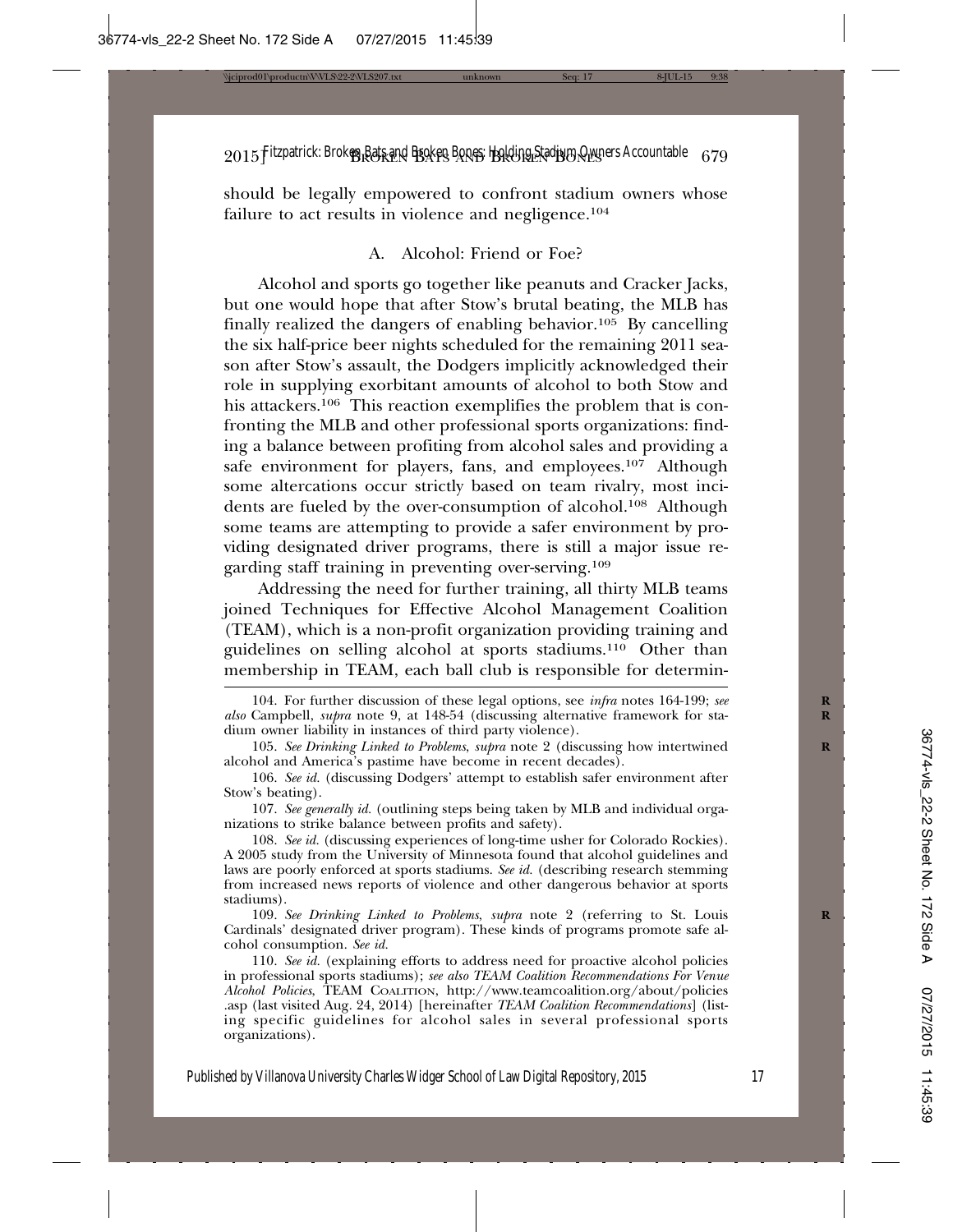should be legally empowered to confront stadium owners whose failure to act results in violence and negligence.[104]

### A. Alcohol: Friend or Foe?

Alcohol and sports go together like peanuts and Cracker Jacks, but one would hope that after Stow's brutal beating, the MLB has finally realized the dangers of enabling behavior.[105] By cancelling the six half-price beer nights scheduled for the remaining 2011 season after Stow's assault, the Dodgers implicitly acknowledged their role in supplying exorbitant amounts of alcohol to both Stow and his attackers.[106] This reaction exemplifies the problem that is confronting the MLB and other professional sports organizations: finding a balance between profiting from alcohol sales and providing a safe environment for players, fans, and employees.[107] Although some altercations occur strictly based on team rivalry, most incidents are fueled by the over-consumption of alcohol.[108] Although some teams are attempting to provide a safer environment by providing designated driver programs, there is still a major issue regarding staff training in preventing over-serving.[109]

Addressing the need for further training, all thirty MLB teams joined Techniques for Effective Alcohol Management Coalition (TEAM), which is a non-profit organization providing training and guidelines on selling alcohol at sports stadiums.[110] Other than membership in TEAM, each ball club is responsible for determin-

---

104. For further discussion of these legal options, see *infra* notes 164-199; *see also* Campbell, *supra* note 9, at 148-54 (discussing alternative framework for stadium owner liability in instances of third party violence).

105. *See Drinking Linked to Problems*, *supra* note 2 (discussing how intertwined alcohol and America's pastime have become in recent decades).

106. *See id.* (discussing Dodgers' attempt to establish safer environment after Stow's beating).

107. *See generally id.* (outlining steps being taken by MLB and individual organizations to strike balance between profits and safety).

108. *See id.* (discussing experiences of long-time usher for Colorado Rockies). A 2005 study from the University of Minnesota found that alcohol guidelines and laws are poorly enforced at sports stadiums. *See id.* (describing research stemming from increased news reports of violence and other dangerous behavior at sports stadiums).

109. *See Drinking Linked to Problems*, *supra* note 2 (referring to St. Louis Cardinals' designated driver program). These kinds of programs promote safe alcohol consumption. *See id.*

110. *See id.* (explaining efforts to address need for proactive alcohol policies in professional sports stadiums); *see also TEAM Coalition Recommendations For Venue Alcohol Policies*, TEAM COALITION, http://www.teamcoalition.org/about/policies.asp (last visited Aug. 24, 2014) [hereinafter *TEAM Coalition Recommendations*] (listing specific guidelines for alcohol sales in several professional sports organizations).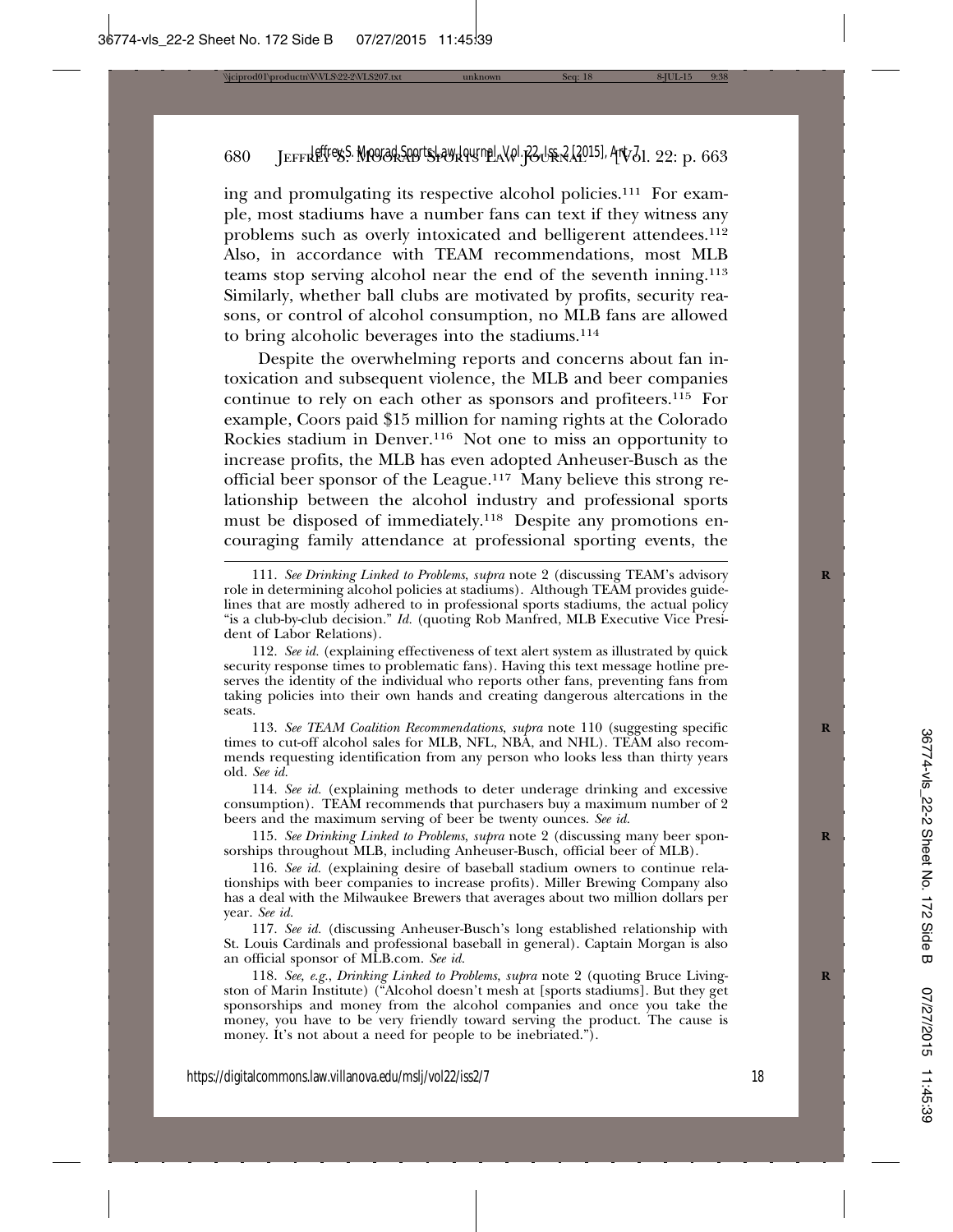ing and promulgating its respective alcohol policies.[111] For example, most stadiums have a number fans can text if they witness any problems such as overly intoxicated and belligerent attendees.[112] Also, in accordance with TEAM recommendations, most MLB teams stop serving alcohol near the end of the seventh inning.[113] Similarly, whether ball clubs are motivated by profits, security reasons, or control of alcohol consumption, no MLB fans are allowed to bring alcoholic beverages into the stadiums.[114]

Despite the overwhelming reports and concerns about fan intoxication and subsequent violence, the MLB and beer companies continue to rely on each other as sponsors and profiteers.[115] For example, Coors paid $15 million for naming rights at the Colorado Rockies stadium in Denver.[116] Not one to miss an opportunity to increase profits, the MLB has even adopted Anheuser-Busch as the official beer sponsor of the League.[117] Many believe this strong relationship between the alcohol industry and professional sports must be disposed of immediately.[118] Despite any promotions encouraging family attendance at professional sporting events, the

---

111. *See Drinking Linked to Problems*, *supra* note 2 (discussing TEAM's advisory role in determining alcohol policies at stadiums). Although TEAM provides guidelines that are mostly adhered to in professional sports stadiums, the actual policy "is a club-by-club decision." *Id.* (quoting Rob Manfred, MLB Executive Vice President of Labor Relations).

112. *See id.* (explaining effectiveness of text alert system as illustrated by quick security response times to problematic fans). Having this text message hotline preserves the identity of the individual who reports other fans, preventing fans from taking policies into their own hands and creating dangerous altercations in the seats.

113. *See TEAM Coalition Recommendations*, *supra* note 110 (suggesting specific times to cut-off alcohol sales for MLB, NFL, NBA, and NHL). TEAM also recommends requesting identification from any person who looks less than thirty years old. *See id.*

114. *See id.* (explaining methods to deter underage drinking and excessive consumption). TEAM recommends that purchasers buy a maximum number of 2 beers and the maximum serving of beer be twenty ounces. *See id.*

115. *See Drinking Linked to Problems*, *supra* note 2 (discussing many beer sponsorships throughout MLB, including Anheuser-Busch, official beer of MLB).

116. *See id.* (explaining desire of baseball stadium owners to continue relationships with beer companies to increase profits). Miller Brewing Company also has a deal with the Milwaukee Brewers that averages about two million dollars per year. *See id.*

117. *See id.* (discussing Anheuser-Busch's long established relationship with St. Louis Cardinals and professional baseball in general). Captain Morgan is also an official sponsor of MLB.com. *See id.*

118. *See, e.g.*, *Drinking Linked to Problems*, *supra* note 2 (quoting Bruce Livingston of Marin Institute) ("Alcohol doesn't mesh at [sports stadiums]. But they get sponsorships and money from the alcohol companies and once you take the money, you have to be very friendly toward serving the product. The cause is money. It's not about a need for people to be inebriated.").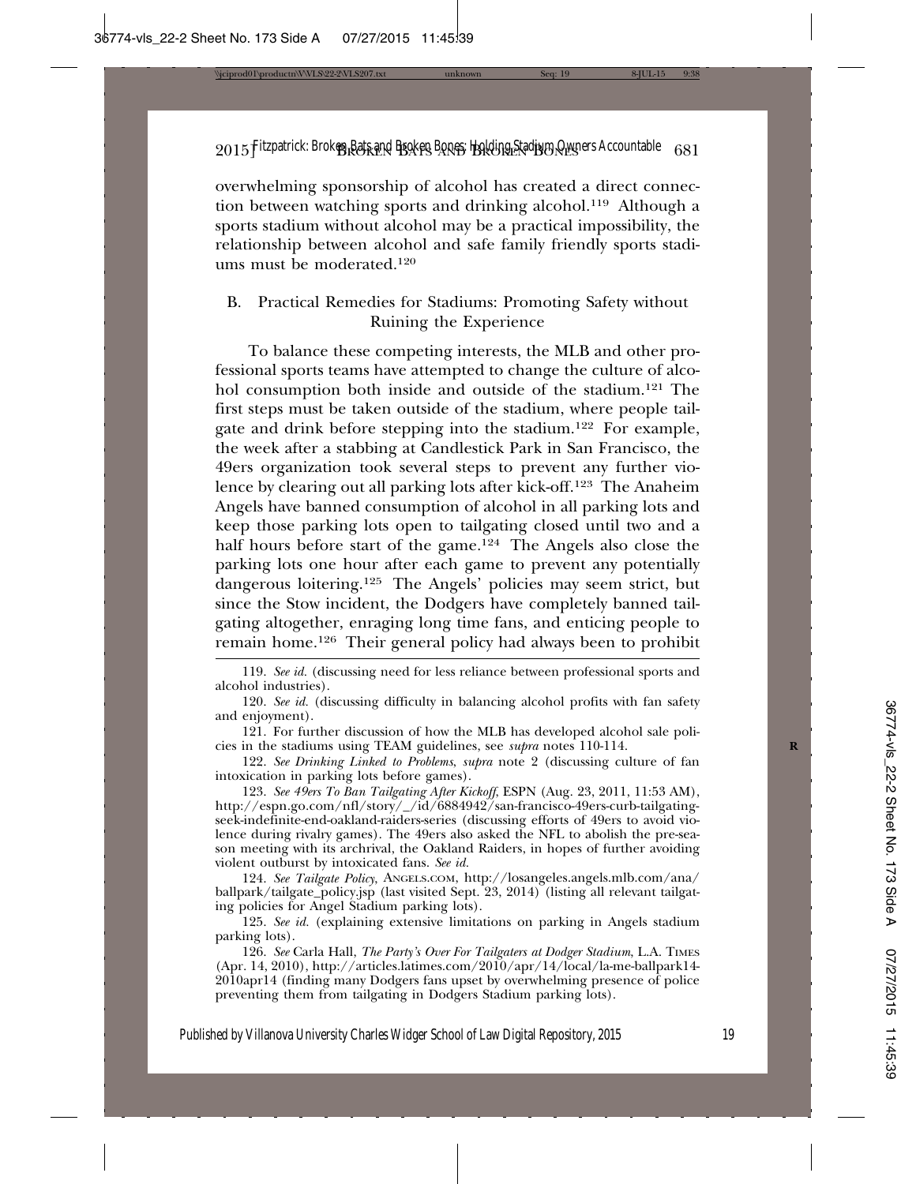overwhelming sponsorship of alcohol has created a direct connection between watching sports and drinking alcohol.[119] Although a sports stadium without alcohol may be a practical impossibility, the relationship between alcohol and safe family friendly sports stadiums must be moderated.[120]

## B. Practical Remedies for Stadiums: Promoting Safety without Ruining the Experience

To balance these competing interests, the MLB and other professional sports teams have attempted to change the culture of alcohol consumption both inside and outside of the stadium.[121] The first steps must be taken outside of the stadium, where people tailgate and drink before stepping into the stadium.[122] For example, the week after a stabbing at Candlestick Park in San Francisco, the 49ers organization took several steps to prevent any further violence by clearing out all parking lots after kick-off.[123] The Anaheim Angels have banned consumption of alcohol in all parking lots and keep those parking lots open to tailgating closed until two and a half hours before start of the game.[124] The Angels also close the parking lots one hour after each game to prevent any potentially dangerous loitering.[125] The Angels' policies may seem strict, but since the Stow incident, the Dodgers have completely banned tailgating altogether, enraging long time fans, and enticing people to remain home.[126] Their general policy had always been to prohibit

---

119. *See id.* (discussing need for less reliance between professional sports and alcohol industries).

120. *See id.* (discussing difficulty in balancing alcohol profits with fan safety and enjoyment).

121. For further discussion of how the MLB has developed alcohol sale policies in the stadiums using TEAM guidelines, see *supra* notes 110-114.

122. *See Drinking Linked to Problems*, *supra* note 2 (discussing culture of fan intoxication in parking lots before games).

123. *See 49ers To Ban Tailgating After Kickoff*, ESPN (Aug. 23, 2011, 11:53 AM), http://espn.go.com/nfl/story/_/id/6884942/san-francisco-49ers-curb-tailgating-seek-indefinite-end-oakland-raiders-series (discussing efforts of 49ers to avoid violence during rivalry games). The 49ers also asked the NFL to abolish the pre-season meeting with its archrival, the Oakland Raiders, in hopes of further avoiding violent outburst by intoxicated fans. *See id.*

124. *See Tailgate Policy*, ANGELS.COM, http://losangeles.angels.mlb.com/ana/ballpark/tailgate_policy.jsp (last visited Sept. 23, 2014) (listing all relevant tailgating policies for Angel Stadium parking lots).

125. *See id.* (explaining extensive limitations on parking in Angels stadium parking lots).

126. *See* Carla Hall, *The Party's Over For Tailgaters at Dodger Stadium*, L.A. TIMES (Apr. 14, 2010), http://articles.latimes.com/2010/apr/14/local/la-me-ballpark14-2010apr14 (finding many Dodgers fans upset by overwhelming presence of police preventing them from tailgating in Dodgers Stadium parking lots).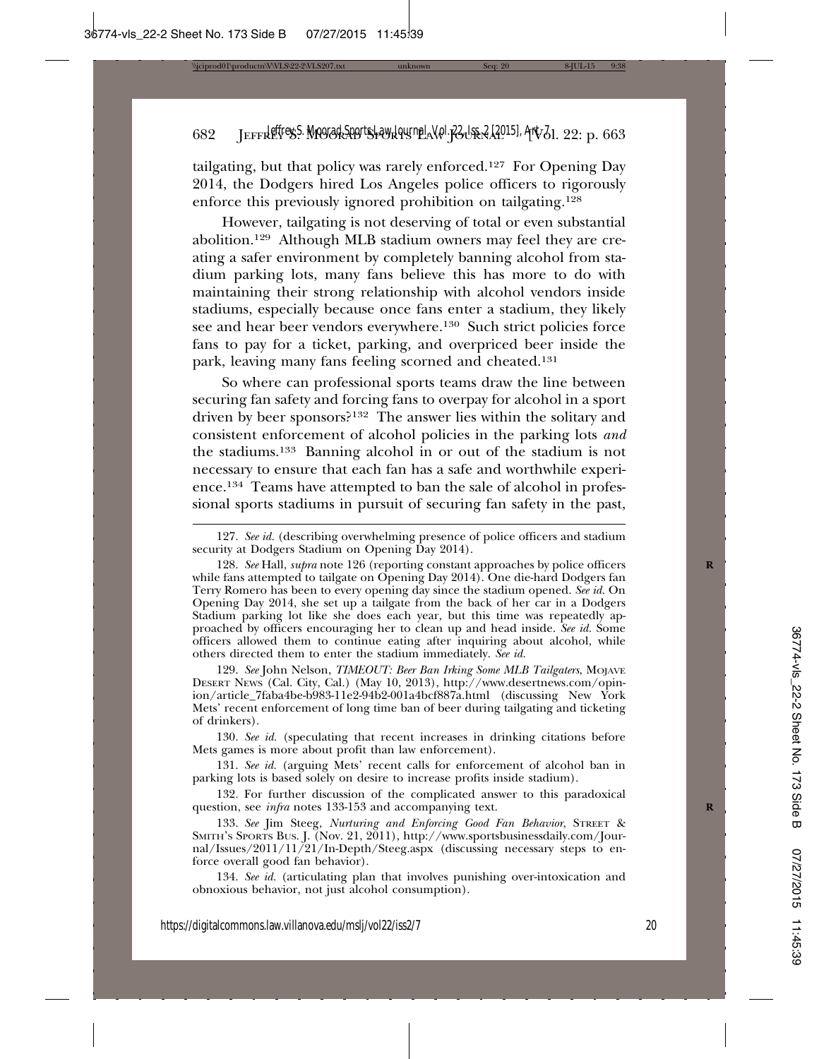tailgating, but that policy was rarely enforced.[127] For Opening Day 2014, the Dodgers hired Los Angeles police officers to rigorously enforce this previously ignored prohibition on tailgating.[128]

However, tailgating is not deserving of total or even substantial abolition.[129] Although MLB stadium owners may feel they are creating a safer environment by completely banning alcohol from stadium parking lots, many fans believe this has more to do with maintaining their strong relationship with alcohol vendors inside stadiums, especially because once fans enter a stadium, they likely see and hear beer vendors everywhere.[130] Such strict policies force fans to pay for a ticket, parking, and overpriced beer inside the park, leaving many fans feeling scorned and cheated.[131]

So where can professional sports teams draw the line between securing fan safety and forcing fans to overpay for alcohol in a sport driven by beer sponsors?[132] The answer lies within the solitary and consistent enforcement of alcohol policies in the parking lots *and* the stadiums.[133] Banning alcohol in or out of the stadium is not necessary to ensure that each fan has a safe and worthwhile experience.[134] Teams have attempted to ban the sale of alcohol in professional sports stadiums in pursuit of securing fan safety in the past,

---

127. *See id.* (describing overwhelming presence of police officers and stadium security at Dodgers Stadium on Opening Day 2014).

128. *See* Hall, *supra* note 126 (reporting constant approaches by police officers while fans attempted to tailgate on Opening Day 2014). One die-hard Dodgers fan Terry Romero has been to every opening day since the stadium opened. *See id.* On Opening Day 2014, she set up a tailgate from the back of her car in a Dodgers Stadium parking lot like she does each year, but this time was repeatedly approached by officers encouraging her to clean up and head inside. *See id.* Some officers allowed them to continue eating after inquiring about alcohol, while others directed them to enter the stadium immediately. *See id.*

129. *See* John Nelson, *TIMEOUT: Beer Ban Irking Some MLB Tailgaters*, MOJAVE DESERT NEWS (Cal. City, Cal.) (May 10, 2013), http://www.desertnews.com/opinion/article_7faba4be-b983-11e2-94b2-001a4bcf887a.html (discussing New York Mets' recent enforcement of long time ban of beer during tailgating and ticketing of drinkers).

130. *See id.* (speculating that recent increases in drinking citations before Mets games is more about profit than law enforcement).

131. *See id.* (arguing Mets' recent calls for enforcement of alcohol ban in parking lots is based solely on desire to increase profits inside stadium).

132. For further discussion of the complicated answer to this paradoxical question, see *infra* notes 133-153 and accompanying text.

133. *See* Jim Steeg, *Nurturing and Enforcing Good Fan Behavior*, STREET & SMITH'S SPORTS BUS. J. (Nov. 21, 2011), http://www.sportsbusinessdaily.com/Journal/Issues/2011/11/21/In-Depth/Steeg.aspx (discussing necessary steps to enforce overall good fan behavior).

134. *See id.* (articulating plan that involves punishing over-intoxication and obnoxious behavior, not just alcohol consumption).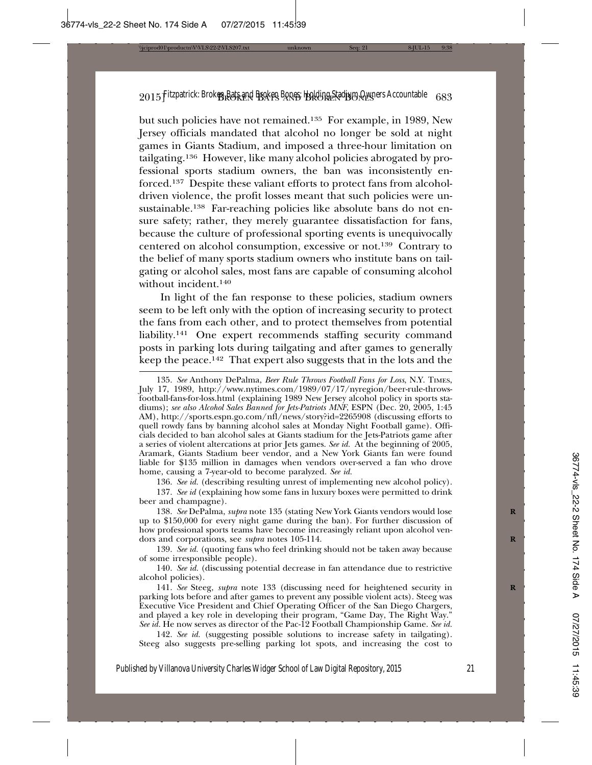but such policies have not remained.[135] For example, in 1989, New Jersey officials mandated that alcohol no longer be sold at night games in Giants Stadium, and imposed a three-hour limitation on tailgating.[136] However, like many alcohol policies abrogated by professional sports stadium owners, the ban was inconsistently enforced.[137] Despite these valiant efforts to protect fans from alcohol-driven violence, the profit losses meant that such policies were unsustainable.[138] Far-reaching policies like absolute bans do not ensure safety; rather, they merely guarantee dissatisfaction for fans, because the culture of professional sporting events is unequivocally centered on alcohol consumption, excessive or not.[139] Contrary to the belief of many sports stadium owners who institute bans on tailgating or alcohol sales, most fans are capable of consuming alcohol without incident.[140]

In light of the fan response to these policies, stadium owners seem to be left only with the option of increasing security to protect the fans from each other, and to protect themselves from potential liability.[141] One expert recommends staffing security command posts in parking lots during tailgating and after games to generally keep the peace.[142] That expert also suggests that in the lots and the

---

135. *See* Anthony DePalma, *Beer Rule Throws Football Fans for Loss*, N.Y. TIMES, July 17, 1989, http://www.nytimes.com/1989/07/17/nyregion/beer-rule-throws-football-fans-for-loss.html (explaining 1989 New Jersey alcohol policy in sports stadiums); *see also Alcohol Sales Banned for Jets-Patriots MNF*, ESPN (Dec. 20, 2005, 1:45 AM), http://sports.espn.go.com/nfl/news/story?id=2265908 (discussing efforts to quell rowdy fans by banning alcohol sales at Monday Night Football game). Officials decided to ban alcohol sales at Giants stadium for the Jets-Patriots game after a series of violent altercations at prior Jets games. *See id.* At the beginning of 2005, Aramark, Giants Stadium beer vendor, and a New York Giants fan were found liable for $135 million in damages when vendors over-served a fan who drove home, causing a 7-year-old to become paralyzed. *See id.*

136. *See id.* (describing resulting unrest of implementing new alcohol policy).

137. *See id* (explaining how some fans in luxury boxes were permitted to drink beer and champagne).

138. *See* DePalma, *supra* note 135 (stating New York Giants vendors would lose up to $150,000 for every night game during the ban). For further discussion of how professional sports teams have become increasingly reliant upon alcohol vendors and corporations, see *supra* notes 105-114.

139. *See id.* (quoting fans who feel drinking should not be taken away because of some irresponsible people).

140. *See id.* (discussing potential decrease in fan attendance due to restrictive alcohol policies).

141. *See* Steeg, *supra* note 133 (discussing need for heightened security in parking lots before and after games to prevent any possible violent acts). Steeg was Executive Vice President and Chief Operating Officer of the San Diego Chargers, and played a key role in developing their program, "Game Day, The Right Way." *See id.* He now serves as director of the Pac-12 Football Championship Game. *See id.*

142. *See id.* (suggesting possible solutions to increase safety in tailgating). Steeg also suggests pre-selling parking lot spots, and increasing the cost to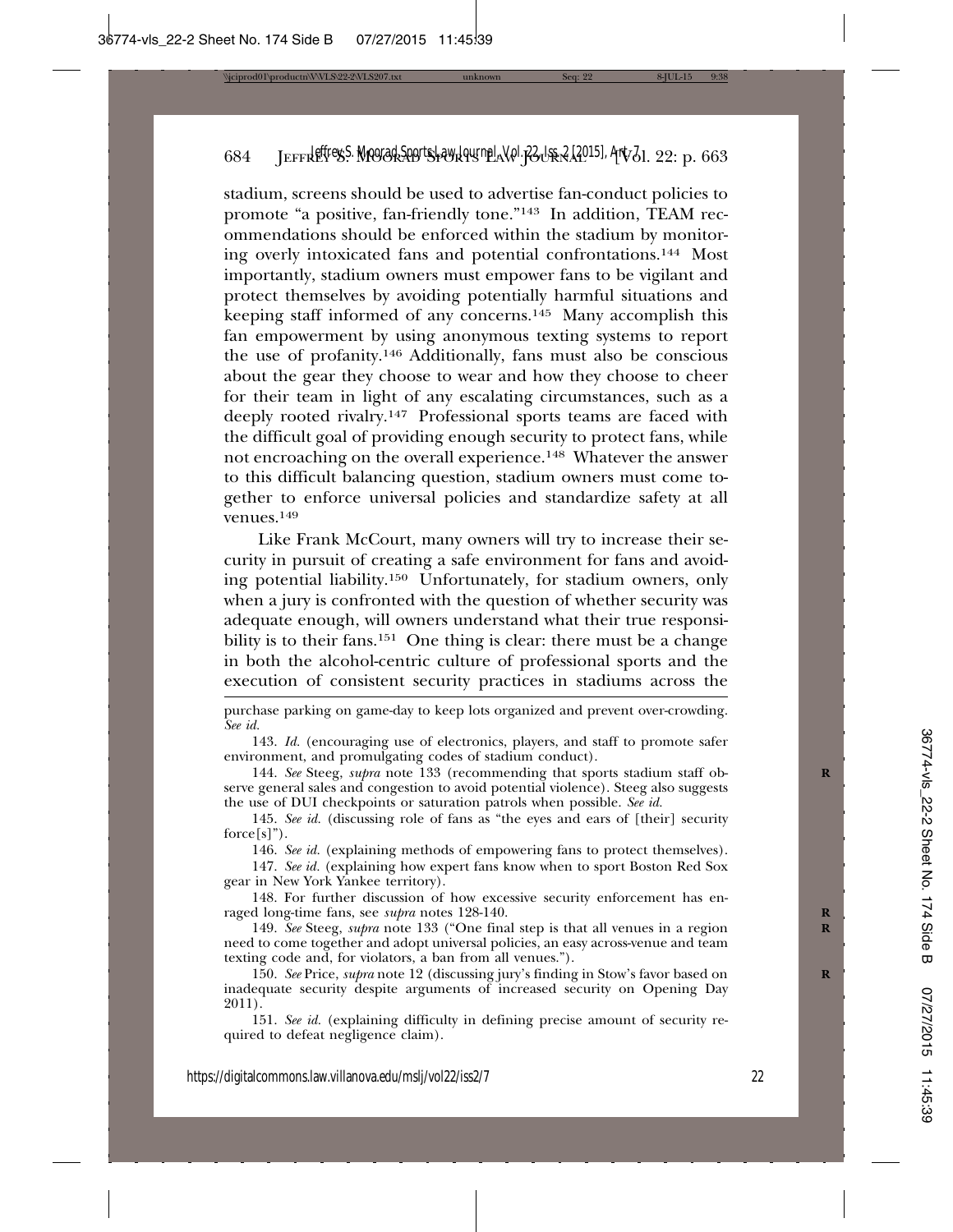stadium, screens should be used to advertise fan-conduct policies to promote "a positive, fan-friendly tone."[143] In addition, TEAM recommendations should be enforced within the stadium by monitoring overly intoxicated fans and potential confrontations.[144] Most importantly, stadium owners must empower fans to be vigilant and protect themselves by avoiding potentially harmful situations and keeping staff informed of any concerns.[145] Many accomplish this fan empowerment by using anonymous texting systems to report the use of profanity.[146] Additionally, fans must also be conscious about the gear they choose to wear and how they choose to cheer for their team in light of any escalating circumstances, such as a deeply rooted rivalry.[147] Professional sports teams are faced with the difficult goal of providing enough security to protect fans, while not encroaching on the overall experience.[148] Whatever the answer to this difficult balancing question, stadium owners must come together to enforce universal policies and standardize safety at all venues.[149]

Like Frank McCourt, many owners will try to increase their security in pursuit of creating a safe environment for fans and avoiding potential liability.[150] Unfortunately, for stadium owners, only when a jury is confronted with the question of whether security was adequate enough, will owners understand what their true responsibility is to their fans.[151] One thing is clear: there must be a change in both the alcohol-centric culture of professional sports and the execution of consistent security practices in stadiums across the

---

purchase parking on game-day to keep lots organized and prevent over-crowding. *See id.*

143. *Id.* (encouraging use of electronics, players, and staff to promote safer environment, and promulgating codes of stadium conduct).

144. *See* Steeg, *supra* note 133 (recommending that sports stadium staff observe general sales and congestion to avoid potential violence). Steeg also suggests the use of DUI checkpoints or saturation patrols when possible. *See id.*

145. *See id.* (discussing role of fans as "the eyes and ears of [their] security force[s]").

146. *See id.* (explaining methods of empowering fans to protect themselves).

147. *See id.* (explaining how expert fans know when to sport Boston Red Sox gear in New York Yankee territory).

148. For further discussion of how excessive security enforcement has enraged long-time fans, see *supra* notes 128-140.

149. *See* Steeg, *supra* note 133 ("One final step is that all venues in a region need to come together and adopt universal policies, an easy across-venue and team texting code and, for violators, a ban from all venues.").

150. *See* Price, *supra* note 12 (discussing jury's finding in Stow's favor based on inadequate security despite arguments of increased security on Opening Day 2011).

151. *See id.* (explaining difficulty in defining precise amount of security required to defeat negligence claim).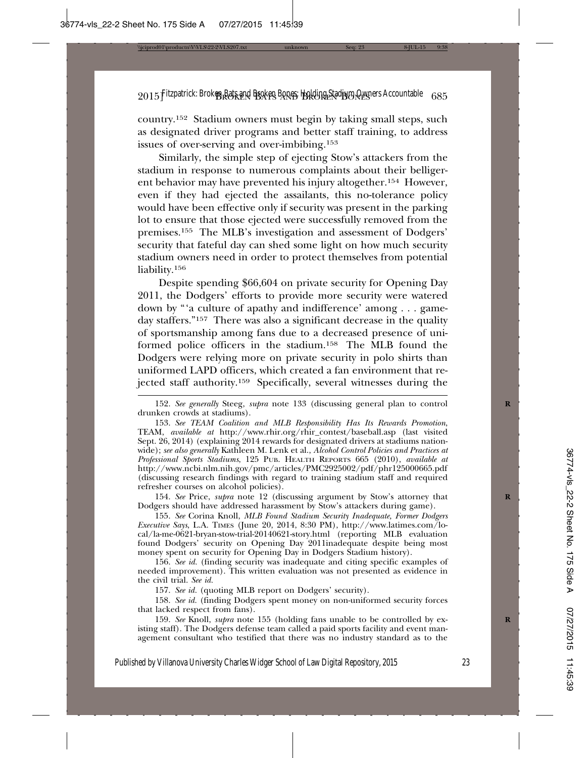country.[152] Stadium owners must begin by taking small steps, such as designated driver programs and better staff training, to address issues of over-serving and over-imbibing.[153]

Similarly, the simple step of ejecting Stow's attackers from the stadium in response to numerous complaints about their belligerent behavior may have prevented his injury altogether.[154] However, even if they had ejected the assailants, this no-tolerance policy would have been effective only if security was present in the parking lot to ensure that those ejected were successfully removed from the premises.[155] The MLB's investigation and assessment of Dodgers' security that fateful day can shed some light on how much security stadium owners need in order to protect themselves from potential liability.[156]

Despite spending $66,604 on private security for Opening Day 2011, the Dodgers' efforts to provide more security were watered down by "'a culture of apathy and indifference' among . . . game-day staffers."[157] There was also a significant decrease in the quality of sportsmanship among fans due to a decreased presence of uniformed police officers in the stadium.[158] The MLB found the Dodgers were relying more on private security in polo shirts than uniformed LAPD officers, which created a fan environment that rejected staff authority.[159] Specifically, several witnesses during the

---

152. *See generally* Steeg, *supra* note 133 (discussing general plan to control drunken crowds at stadiums).

153. *See TEAM Coalition and MLB Responsibility Has Its Rewards Promotion*, TEAM, *available at* http://www.rhir.org/rhir_contest/baseball.asp (last visited Sept. 26, 2014) (explaining 2014 rewards for designated drivers at stadiums nationwide); *see also generally* Kathleen M. Lenk et al., *Alcohol Control Policies and Practices at Professional Sports Stadiums*, 125 Pub. Health Reports 665 (2010), *available at* http://www.ncbi.nlm.nih.gov/pmc/articles/PMC2925002/pdf/phr125000665.pdf (discussing research findings with regard to training stadium staff and required refresher courses on alcohol policies).

154. *See* Price, *supra* note 12 (discussing argument by Stow's attorney that Dodgers should have addressed harassment by Stow's attackers during game).

155. *See* Corina Knoll, *MLB Found Stadium Security Inadequate, Former Dodgers Executive Says*, L.A. Times (June 20, 2014, 8:30 PM), http://www.latimes.com/local/la-me-0621-bryan-stow-trial-20140621-story.html (reporting MLB evaluation found Dodgers' security on Opening Day 2011inadequate despite being most money spent on security for Opening Day in Dodgers Stadium history).

156. *See id.* (finding security was inadequate and citing specific examples of needed improvement). This written evaluation was not presented as evidence in the civil trial. *See id.*

157. *See id.* (quoting MLB report on Dodgers' security).

158. *See id.* (finding Dodgers spent money on non-uniformed security forces that lacked respect from fans).

159. *See* Knoll, *supra* note 155 (holding fans unable to be controlled by existing staff). The Dodgers defense team called a paid sports facility and event management consultant who testified that there was no industry standard as to the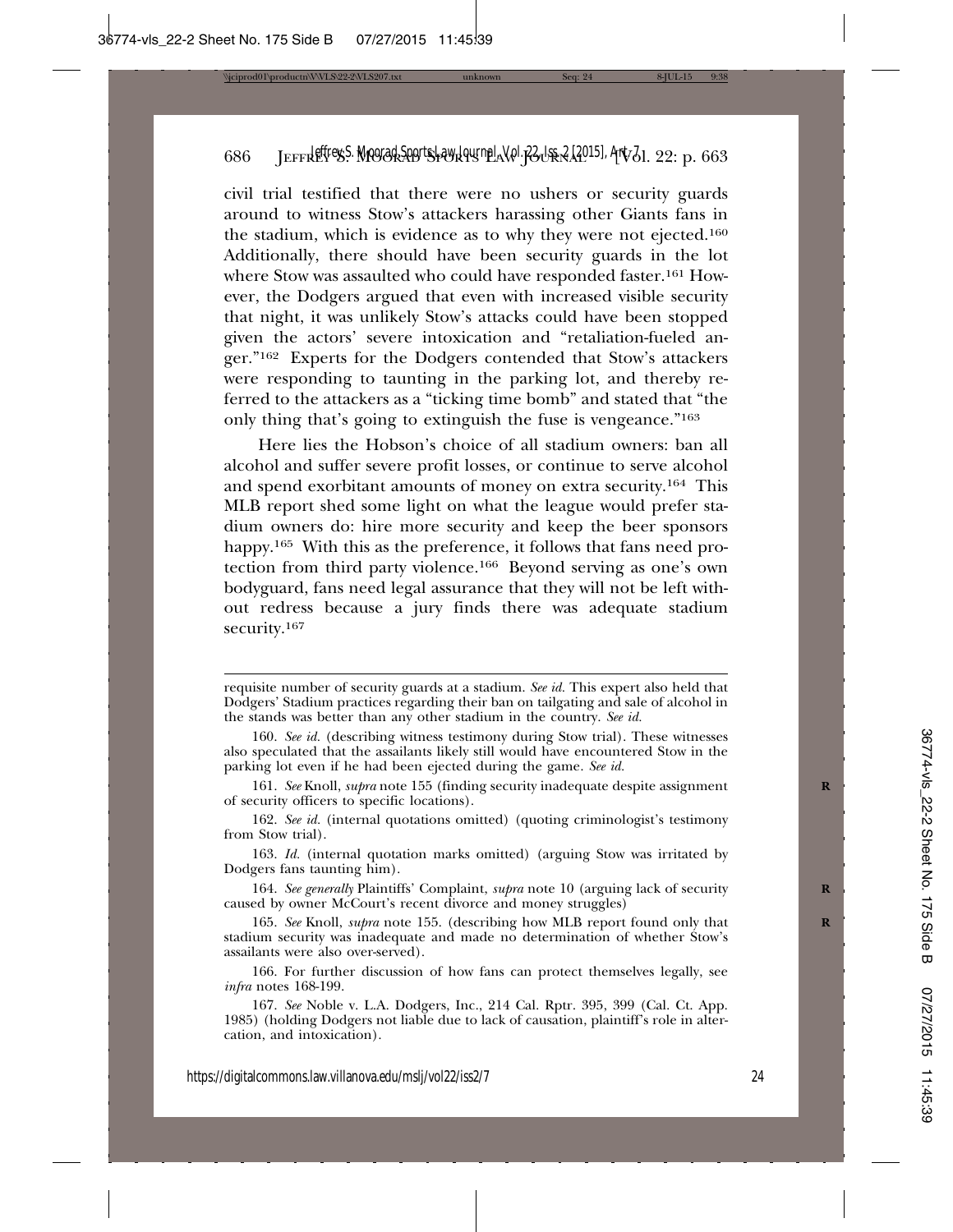civil trial testified that there were no ushers or security guards around to witness Stow's attackers harassing other Giants fans in the stadium, which is evidence as to why they were not ejected.[160] Additionally, there should have been security guards in the lot where Stow was assaulted who could have responded faster.[161] However, the Dodgers argued that even with increased visible security that night, it was unlikely Stow's attacks could have been stopped given the actors' severe intoxication and "retaliation-fueled anger."[162] Experts for the Dodgers contended that Stow's attackers were responding to taunting in the parking lot, and thereby referred to the attackers as a "ticking time bomb" and stated that "the only thing that's going to extinguish the fuse is vengeance."[163]

Here lies the Hobson's choice of all stadium owners: ban all alcohol and suffer severe profit losses, or continue to serve alcohol and spend exorbitant amounts of money on extra security.[164] This MLB report shed some light on what the league would prefer stadium owners do: hire more security and keep the beer sponsors happy.[165] With this as the preference, it follows that fans need protection from third party violence.[166] Beyond serving as one's own bodyguard, fans need legal assurance that they will not be left without redress because a jury finds there was adequate stadium security.[167]

---

requisite number of security guards at a stadium. *See id.* This expert also held that Dodgers' Stadium practices regarding their ban on tailgating and sale of alcohol in the stands was better than any other stadium in the country. *See id.*

160. *See id.* (describing witness testimony during Stow trial). These witnesses also speculated that the assailants likely still would have encountered Stow in the parking lot even if he had been ejected during the game. *See id.*

161. *See* Knoll, *supra* note 155 (finding security inadequate despite assignment of security officers to specific locations).

162. *See id.* (internal quotations omitted) (quoting criminologist's testimony from Stow trial).

163. *Id.* (internal quotation marks omitted) (arguing Stow was irritated by Dodgers fans taunting him).

164. *See generally* Plaintiffs' Complaint, *supra* note 10 (arguing lack of security caused by owner McCourt's recent divorce and money struggles)

165. *See* Knoll, *supra* note 155. (describing how MLB report found only that stadium security was inadequate and made no determination of whether Stow's assailants were also over-served).

166. For further discussion of how fans can protect themselves legally, see *infra* notes 168-199.

167. *See* Noble v. L.A. Dodgers, Inc., 214 Cal. Rptr. 395, 399 (Cal. Ct. App. 1985) (holding Dodgers not liable due to lack of causation, plaintiff's role in altercation, and intoxication).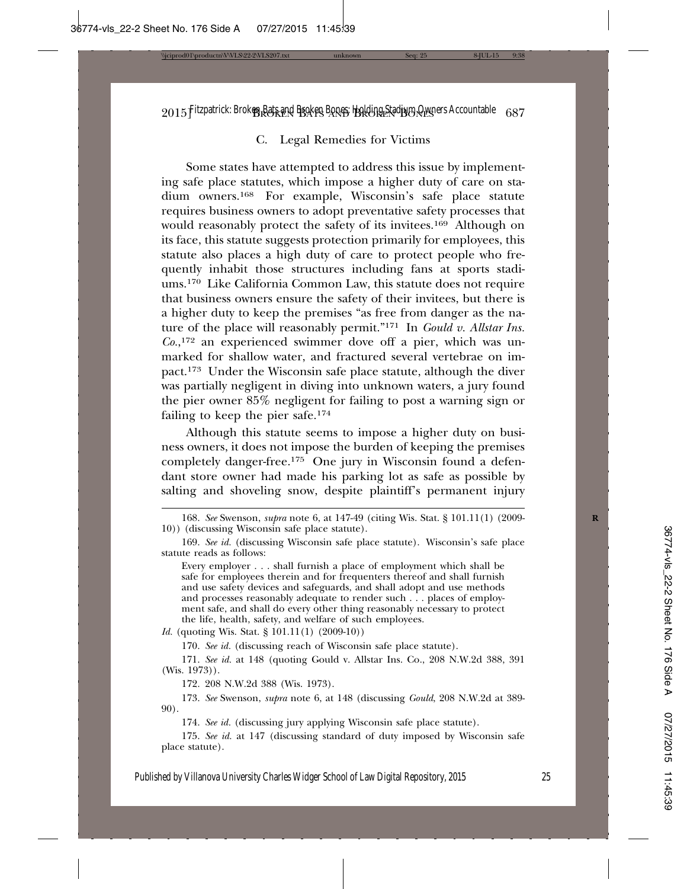### C. Legal Remedies for Victims

Some states have attempted to address this issue by implementing safe place statutes, which impose a higher duty of care on stadium owners.[168] For example, Wisconsin's safe place statute requires business owners to adopt preventative safety processes that would reasonably protect the safety of its invitees.[169] Although on its face, this statute suggests protection primarily for employees, this statute also places a high duty of care to protect people who frequently inhabit those structures including fans at sports stadiums.[170] Like California Common Law, this statute does not require that business owners ensure the safety of their invitees, but there is a higher duty to keep the premises "as free from danger as the nature of the place will reasonably permit."[171] In *Gould v. Allstar Ins. Co.*,[172] an experienced swimmer dove off a pier, which was unmarked for shallow water, and fractured several vertebrae on impact.[173] Under the Wisconsin safe place statute, although the diver was partially negligent in diving into unknown waters, a jury found the pier owner 85% negligent for failing to post a warning sign or failing to keep the pier safe.[174]

Although this statute seems to impose a higher duty on business owners, it does not impose the burden of keeping the premises completely danger-free.[175] One jury in Wisconsin found a defendant store owner had made his parking lot as safe as possible by salting and shoveling snow, despite plaintiff's permanent injury

---

168. *See* Swenson, *supra* note 6, at 147-49 (citing Wis. Stat. § 101.11(1) (2009-10)) (discussing Wisconsin safe place statute).

169. *See id.* (discussing Wisconsin safe place statute). Wisconsin's safe place statute reads as follows:

> Every employer . . . shall furnish a place of employment which shall be safe for employees therein and for frequenters thereof and shall furnish and use safety devices and safeguards, and shall adopt and use methods and processes reasonably adequate to render such . . . places of employment safe, and shall do every other thing reasonably necessary to protect the life, health, safety, and welfare of such employees.

*Id.* (quoting Wis. Stat. § 101.11(1) (2009-10))

170. *See id.* (discussing reach of Wisconsin safe place statute).

171. *See id.* at 148 (quoting Gould v. Allstar Ins. Co., 208 N.W.2d 388, 391 (Wis. 1973)).

172. 208 N.W.2d 388 (Wis. 1973).

173. *See* Swenson, *supra* note 6, at 148 (discussing *Gould*, 208 N.W.2d at 389-90).

174. *See id.* (discussing jury applying Wisconsin safe place statute).

175. *See id.* at 147 (discussing standard of duty imposed by Wisconsin safe place statute).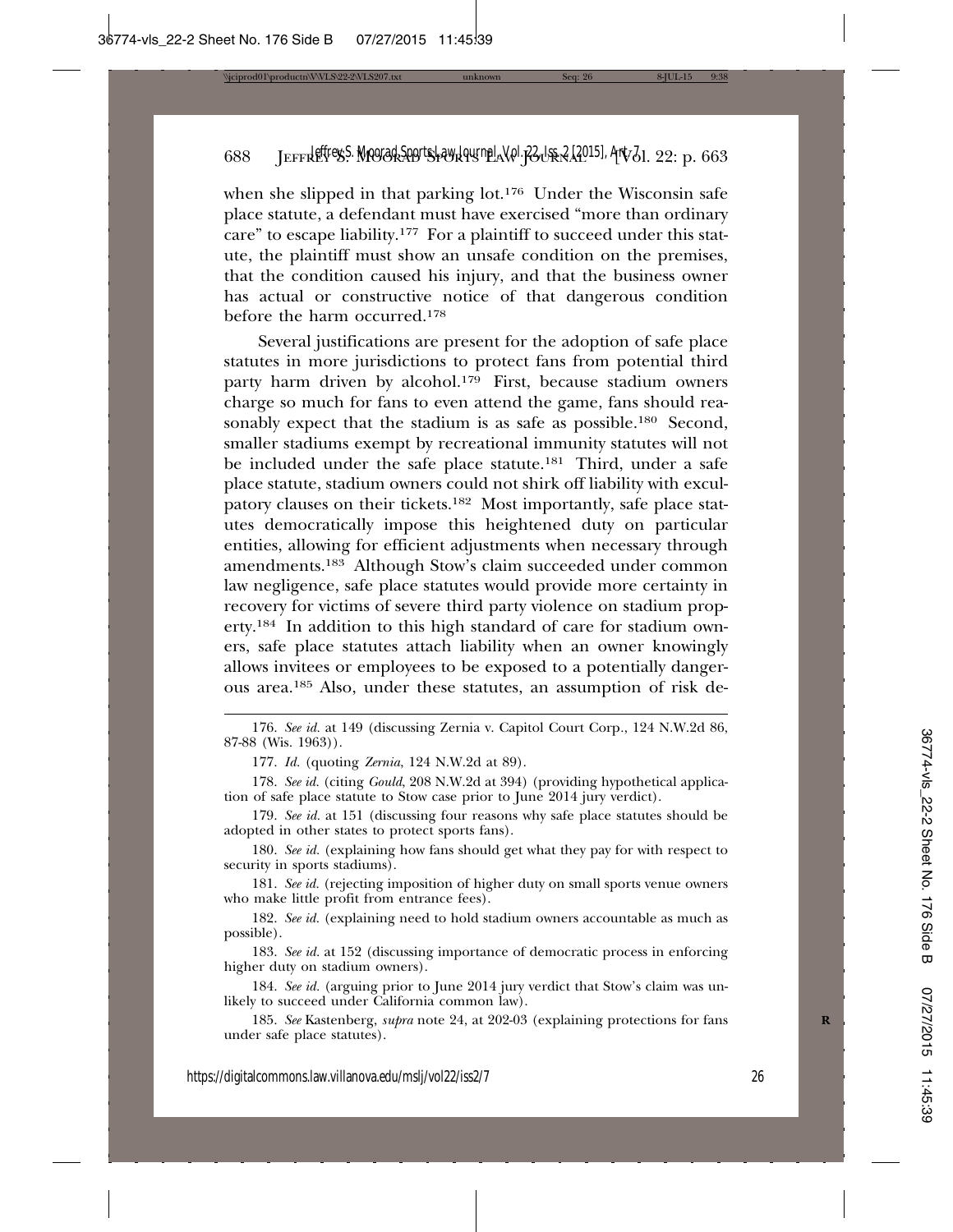when she slipped in that parking lot.[176] Under the Wisconsin safe place statute, a defendant must have exercised "more than ordinary care" to escape liability.[177] For a plaintiff to succeed under this statute, the plaintiff must show an unsafe condition on the premises, that the condition caused his injury, and that the business owner has actual or constructive notice of that dangerous condition before the harm occurred.[178]

Several justifications are present for the adoption of safe place statutes in more jurisdictions to protect fans from potential third party harm driven by alcohol.[179] First, because stadium owners charge so much for fans to even attend the game, fans should reasonably expect that the stadium is as safe as possible.[180] Second, smaller stadiums exempt by recreational immunity statutes will not be included under the safe place statute.[181] Third, under a safe place statute, stadium owners could not shirk off liability with exculpatory clauses on their tickets.[182] Most importantly, safe place statutes democratically impose this heightened duty on particular entities, allowing for efficient adjustments when necessary through amendments.[183] Although Stow's claim succeeded under common law negligence, safe place statutes would provide more certainty in recovery for victims of severe third party violence on stadium property.[184] In addition to this high standard of care for stadium owners, safe place statutes attach liability when an owner knowingly allows invitees or employees to be exposed to a potentially dangerous area.[185] Also, under these statutes, an assumption of risk de-

---

176. *See id.* at 149 (discussing Zernia v. Capitol Court Corp., 124 N.W.2d 86, 87-88 (Wis. 1963)).

177. *Id.* (quoting *Zernia*, 124 N.W.2d at 89).

178. *See id.* (citing *Gould*, 208 N.W.2d at 394) (providing hypothetical application of safe place statute to Stow case prior to June 2014 jury verdict).

179. *See id.* at 151 (discussing four reasons why safe place statutes should be adopted in other states to protect sports fans).

180. *See id.* (explaining how fans should get what they pay for with respect to security in sports stadiums).

181. *See id.* (rejecting imposition of higher duty on small sports venue owners who make little profit from entrance fees).

182. *See id.* (explaining need to hold stadium owners accountable as much as possible).

183. *See id.* at 152 (discussing importance of democratic process in enforcing higher duty on stadium owners).

184. *See id.* (arguing prior to June 2014 jury verdict that Stow's claim was unlikely to succeed under California common law).

185. *See* Kastenberg, *supra* note 24, at 202-03 (explaining protections for fans under safe place statutes).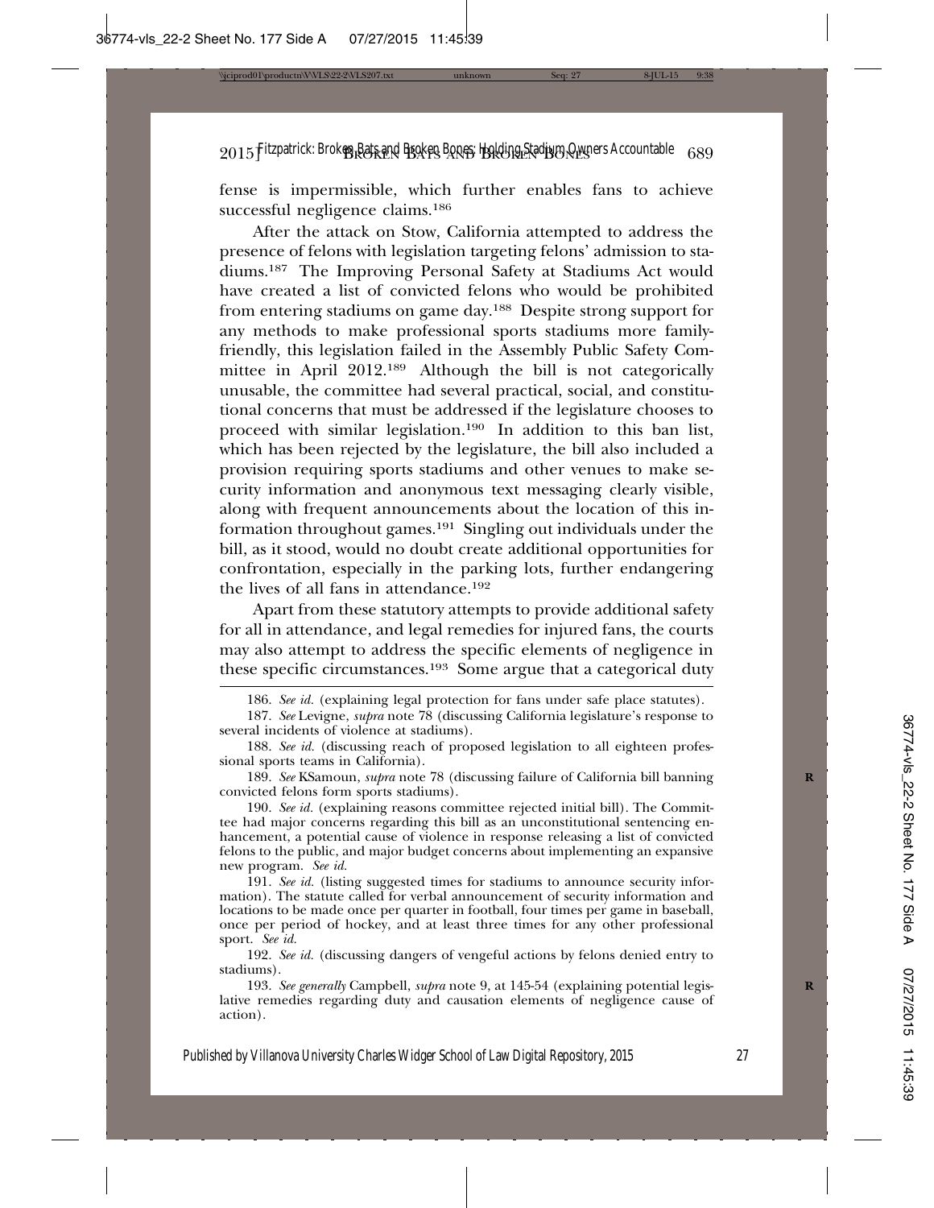fense is impermissible, which further enables fans to achieve successful negligence claims.[186]

After the attack on Stow, California attempted to address the presence of felons with legislation targeting felons' admission to stadiums.[187] The Improving Personal Safety at Stadiums Act would have created a list of convicted felons who would be prohibited from entering stadiums on game day.[188] Despite strong support for any methods to make professional sports stadiums more family-friendly, this legislation failed in the Assembly Public Safety Committee in April 2012.[189] Although the bill is not categorically unusable, the committee had several practical, social, and constitutional concerns that must be addressed if the legislature chooses to proceed with similar legislation.[190] In addition to this ban list, which has been rejected by the legislature, the bill also included a provision requiring sports stadiums and other venues to make security information and anonymous text messaging clearly visible, along with frequent announcements about the location of this information throughout games.[191] Singling out individuals under the bill, as it stood, would no doubt create additional opportunities for confrontation, especially in the parking lots, further endangering the lives of all fans in attendance.[192]

Apart from these statutory attempts to provide additional safety for all in attendance, and legal remedies for injured fans, the courts may also attempt to address the specific elements of negligence in these specific circumstances.[193] Some argue that a categorical duty

---

186. *See id.* (explaining legal protection for fans under safe place statutes).

187. *See* Levigne, *supra* note 78 (discussing California legislature's response to several incidents of violence at stadiums).

188. *See id.* (discussing reach of proposed legislation to all eighteen professional sports teams in California).

189. *See* KSamoun, *supra* note 78 (discussing failure of California bill banning convicted felons form sports stadiums).

190. *See id.* (explaining reasons committee rejected initial bill). The Committee had major concerns regarding this bill as an unconstitutional sentencing enhancement, a potential cause of violence in response releasing a list of convicted felons to the public, and major budget concerns about implementing an expansive new program. *See id.*

191. *See id.* (listing suggested times for stadiums to announce security information). The statute called for verbal announcement of security information and locations to be made once per quarter in football, four times per game in baseball, once per period of hockey, and at least three times for any other professional sport. *See id.*

192. *See id.* (discussing dangers of vengeful actions by felons denied entry to stadiums).

193. *See generally* Campbell, *supra* note 9, at 145-54 (explaining potential legislative remedies regarding duty and causation elements of negligence cause of action).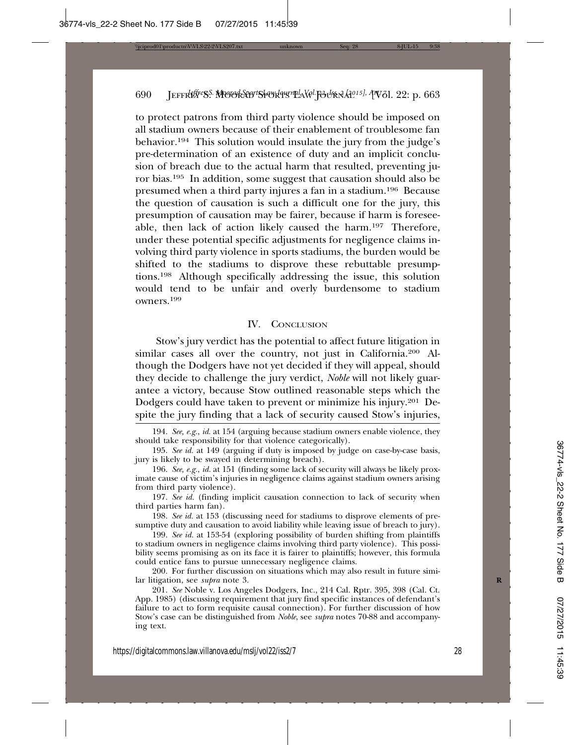to protect patrons from third party violence should be imposed on all stadium owners because of their enablement of troublesome fan behavior.[194] This solution would insulate the jury from the judge's pre-determination of an existence of duty and an implicit conclusion of breach due to the actual harm that resulted, preventing juror bias.[195] In addition, some suggest that causation should also be presumed when a third party injures a fan in a stadium.[196] Because the question of causation is such a difficult one for the jury, this presumption of causation may be fairer, because if harm is foreseeable, then lack of action likely caused the harm.[197] Therefore, under these potential specific adjustments for negligence claims involving third party violence in sports stadiums, the burden would be shifted to the stadiums to disprove these rebuttable presumptions.[198] Although specifically addressing the issue, this solution would tend to be unfair and overly burdensome to stadium owners.[199]

## IV. Conclusion

Stow's jury verdict has the potential to affect future litigation in similar cases all over the country, not just in California.[200] Although the Dodgers have not yet decided if they will appeal, should they decide to challenge the jury verdict, *Noble* will not likely guarantee a victory, because Stow outlined reasonable steps which the Dodgers could have taken to prevent or minimize his injury.[201] Despite the jury finding that a lack of security caused Stow's injuries,

194. *See, e.g.*, *id.* at 154 (arguing because stadium owners enable violence, they should take responsibility for that violence categorically).

195. *See id.* at 149 (arguing if duty is imposed by judge on case-by-case basis, jury is likely to be swayed in determining breach).

196. *See, e.g.*, *id.* at 151 (finding some lack of security will always be likely proximate cause of victim's injuries in negligence claims against stadium owners arising from third party violence).

197. *See id.* (finding implicit causation connection to lack of security when third parties harm fan).

198. *See id.* at 153 (discussing need for stadiums to disprove elements of presumptive duty and causation to avoid liability while leaving issue of breach to jury).

199. *See id.* at 153-54 (exploring possibility of burden shifting from plaintiffs to stadium owners in negligence claims involving third party violence). This possibility seems promising as on its face it is fairer to plaintiffs; however, this formula could entice fans to pursue unnecessary negligence claims.

200. For further discussion on situations which may also result in future similar litigation, see *supra* note 3.

201. *See* Noble v. Los Angeles Dodgers, Inc., 214 Cal. Rptr. 395, 398 (Cal. Ct. App. 1985) (discussing requirement that jury find specific instances of defendant's failure to act to form requisite causal connection). For further discussion of how Stow's case can be distinguished from *Noble*, see *supra* notes 70-88 and accompanying text.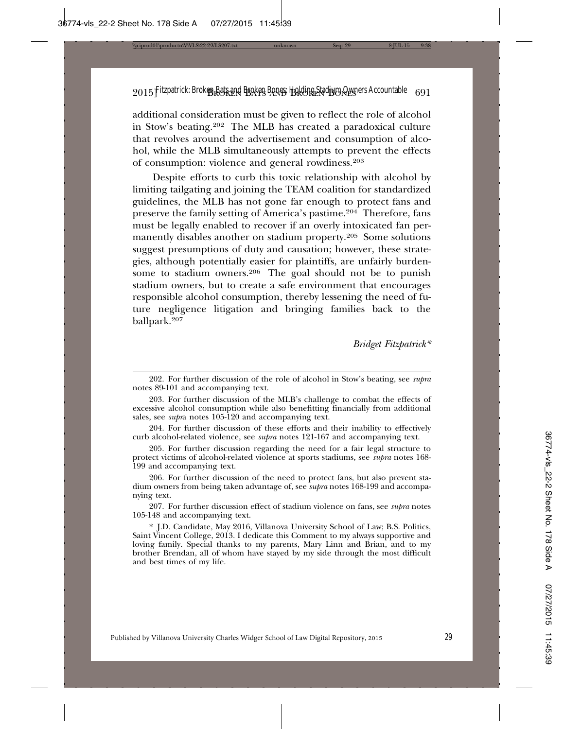additional consideration must be given to reflect the role of alcohol in Stow's beating.[202] The MLB has created a paradoxical culture that revolves around the advertisement and consumption of alcohol, while the MLB simultaneously attempts to prevent the effects of consumption: violence and general rowdiness.[203]

Despite efforts to curb this toxic relationship with alcohol by limiting tailgating and joining the TEAM coalition for standardized guidelines, the MLB has not gone far enough to protect fans and preserve the family setting of America's pastime.[204] Therefore, fans must be legally enabled to recover if an overly intoxicated fan permanently disables another on stadium property.[205] Some solutions suggest presumptions of duty and causation; however, these strategies, although potentially easier for plaintiffs, are unfairly burdensome to stadium owners.[206] The goal should not be to punish stadium owners, but to create a safe environment that encourages responsible alcohol consumption, thereby lessening the need of future negligence litigation and bringing families back to the ballpark.[207]

*Bridget Fitzpatrick**

---

202. For further discussion of the role of alcohol in Stow's beating, see *supra* notes 89-101 and accompanying text.

203. For further discussion of the MLB's challenge to combat the effects of excessive alcohol consumption while also benefitting financially from additional sales, see *supra* notes 105-120 and accompanying text.

204. For further discussion of these efforts and their inability to effectively curb alcohol-related violence, see *supra* notes 121-167 and accompanying text.

205. For further discussion regarding the need for a fair legal structure to protect victims of alcohol-related violence at sports stadiums, see *supra* notes 168-199 and accompanying text.

206. For further discussion of the need to protect fans, but also prevent stadium owners from being taken advantage of, see *supra* notes 168-199 and accompanying text.

207. For further discussion effect of stadium violence on fans, see *supra* notes 105-148 and accompanying text.

\* J.D. Candidate, May 2016, Villanova University School of Law; B.S. Politics, Saint Vincent College, 2013. I dedicate this Comment to my always supportive and loving family. Special thanks to my parents, Mary Linn and Brian, and to my brother Brendan, all of whom have stayed by my side through the most difficult and best times of my life.